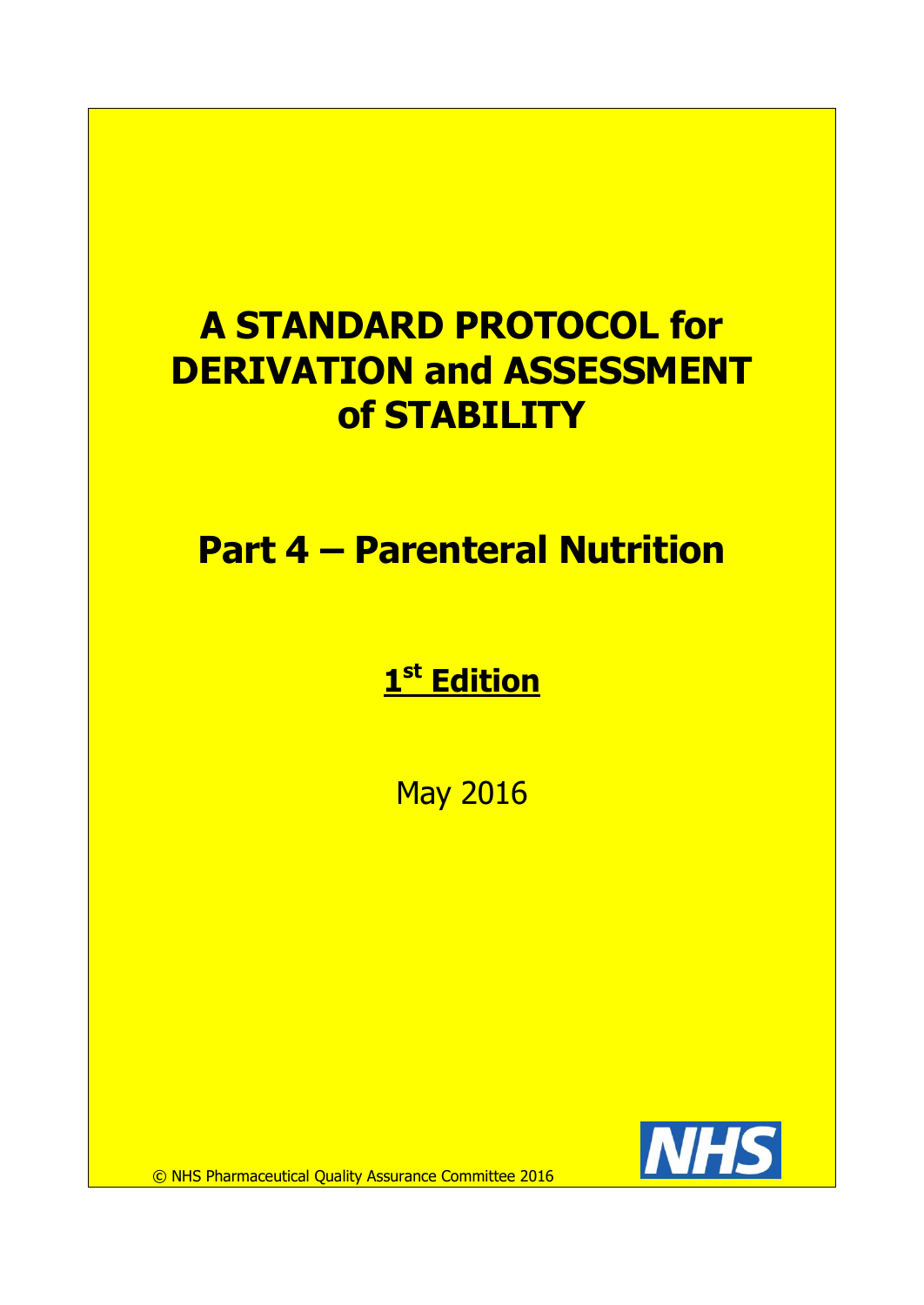# A STANDARD PROTOCOL for DERIVATION and ASSESSMENT of STABILITY

## Part 4 – Parenteral Nutrition

**1st Edition**

May 2016

© NHS Pharmaceutical Quality Assurance Committee 2016

NHS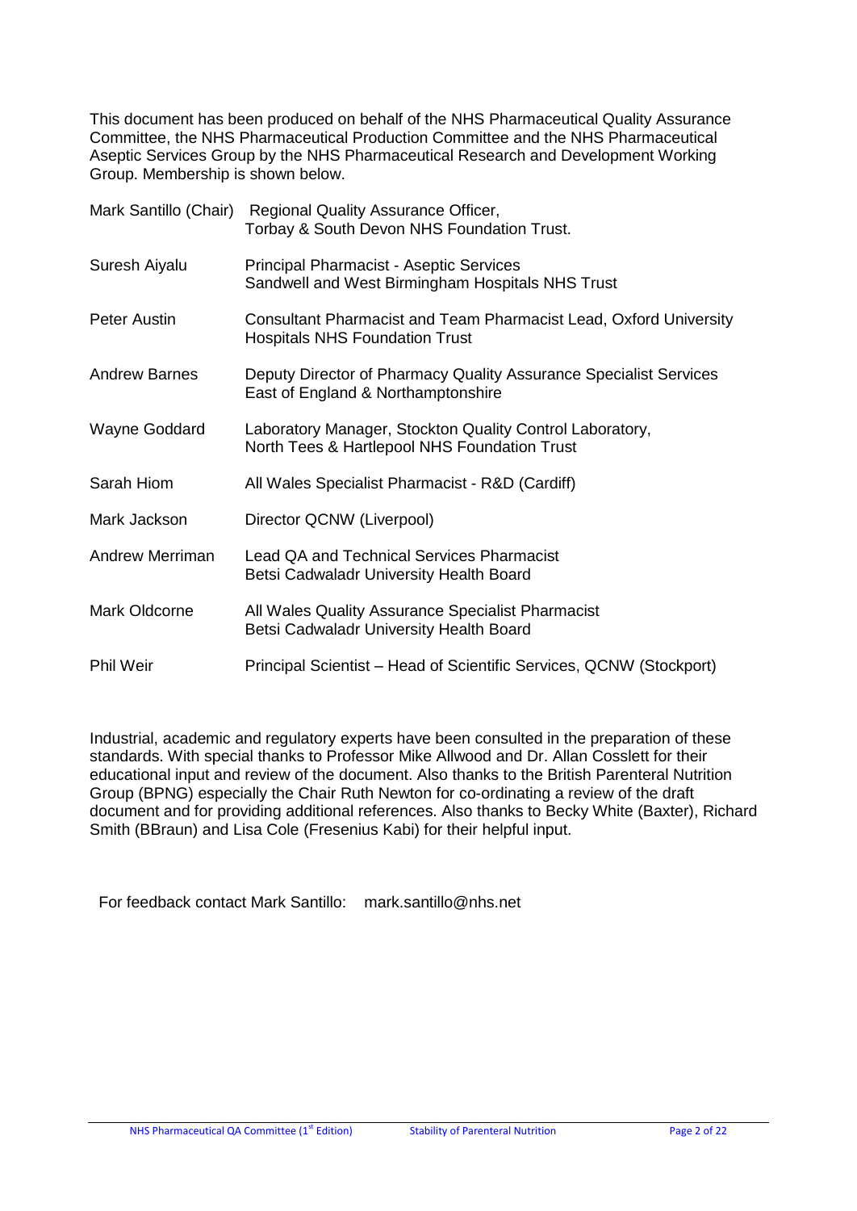This document has been produced on behalf of the NHS Pharmaceutical Quality Assurance Committee, the NHS Pharmaceutical Production Committee and the NHS Pharmaceutical Aseptic Services Group by the NHS Pharmaceutical Research and Development Working Group. Membership is shown below.

| | |
|---|---|
| Mark Santillo (Chair) | Regional Quality Assurance Officer, Torbay & South Devon NHS Foundation Trust. |
| Suresh Aiyalu | Principal Pharmacist - Aseptic Services Sandwell and West Birmingham Hospitals NHS Trust |
| Peter Austin | Consultant Pharmacist and Team Pharmacist Lead, Oxford University Hospitals NHS Foundation Trust |
| Andrew Barnes | Deputy Director of Pharmacy Quality Assurance Specialist Services East of England & Northamptonshire |
| Wayne Goddard | Laboratory Manager, Stockton Quality Control Laboratory, North Tees & Hartlepool NHS Foundation Trust |
| Sarah Hiom | All Wales Specialist Pharmacist - R&D (Cardiff) |
| Mark Jackson | Director QCNW (Liverpool) |
| Andrew Merriman | Lead QA and Technical Services Pharmacist Betsi Cadwaladr University Health Board |
| Mark Oldcorne | All Wales Quality Assurance Specialist Pharmacist Betsi Cadwaladr University Health Board |
| Phil Weir | Principal Scientist – Head of Scientific Services, QCNW (Stockport) |

Industrial, academic and regulatory experts have been consulted in the preparation of these standards. With special thanks to Professor Mike Allwood and Dr. Allan Cosslett for their educational input and review of the document. Also thanks to the British Parenteral Nutrition Group (BPNG) especially the Chair Ruth Newton for co-ordinating a review of the draft document and for providing additional references. Also thanks to Becky White (Baxter), Richard Smith (BBraun) and Lisa Cole (Fresenius Kabi) for their helpful input.

For feedback contact Mark Santillo: mark.santillo@nhs.net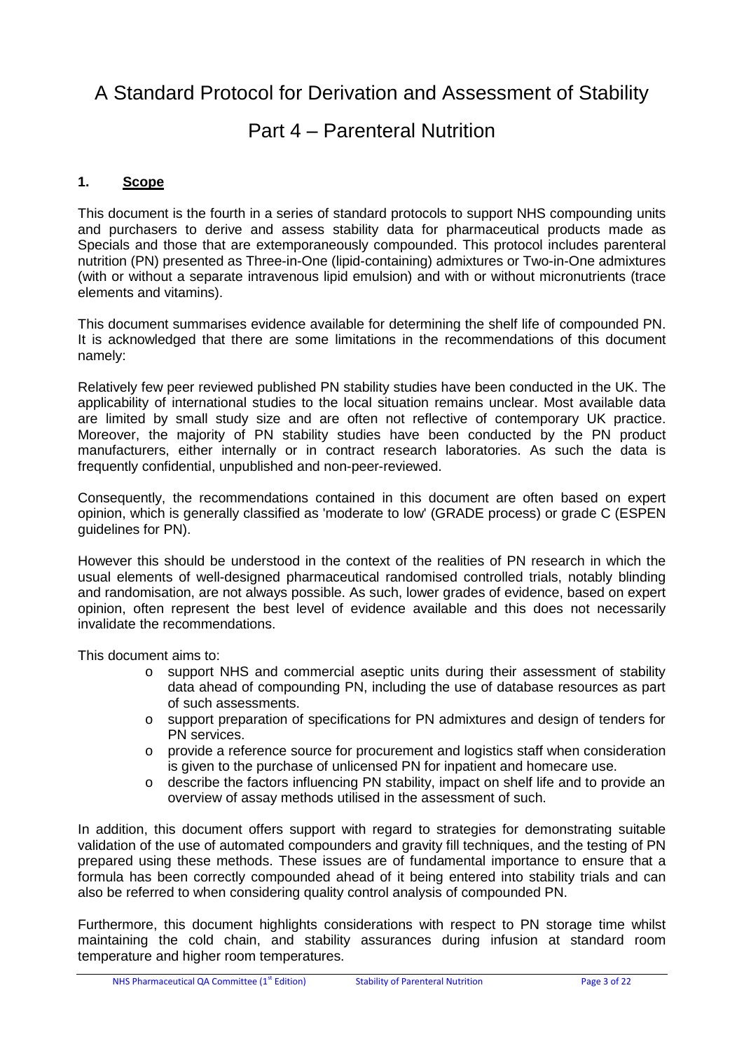# A Standard Protocol for Derivation and Assessment of Stability

# Part 4 – Parenteral Nutrition

## 1. Scope

This document is the fourth in a series of standard protocols to support NHS compounding units and purchasers to derive and assess stability data for pharmaceutical products made as Specials and those that are extemporaneously compounded. This protocol includes parenteral nutrition (PN) presented as Three-in-One (lipid-containing) admixtures or Two-in-One admixtures (with or without a separate intravenous lipid emulsion) and with or without micronutrients (trace elements and vitamins).

This document summarises evidence available for determining the shelf life of compounded PN. It is acknowledged that there are some limitations in the recommendations of this document namely:

Relatively few peer reviewed published PN stability studies have been conducted in the UK. The applicability of international studies to the local situation remains unclear. Most available data are limited by small study size and are often not reflective of contemporary UK practice. Moreover, the majority of PN stability studies have been conducted by the PN product manufacturers, either internally or in contract research laboratories. As such the data is frequently confidential, unpublished and non-peer-reviewed.

Consequently, the recommendations contained in this document are often based on expert opinion, which is generally classified as 'moderate to low' (GRADE process) or grade C (ESPEN guidelines for PN).

However this should be understood in the context of the realities of PN research in which the usual elements of well-designed pharmaceutical randomised controlled trials, notably blinding and randomisation, are not always possible. As such, lower grades of evidence, based on expert opinion, often represent the best level of evidence available and this does not necessarily invalidate the recommendations.

This document aims to:

- support NHS and commercial aseptic units during their assessment of stability data ahead of compounding PN, including the use of database resources as part of such assessments.
- support preparation of specifications for PN admixtures and design of tenders for PN services.
- provide a reference source for procurement and logistics staff when consideration is given to the purchase of unlicensed PN for inpatient and homecare use.
- describe the factors influencing PN stability, impact on shelf life and to provide an overview of assay methods utilised in the assessment of such.

In addition, this document offers support with regard to strategies for demonstrating suitable validation of the use of automated compounders and gravity fill techniques, and the testing of PN prepared using these methods. These issues are of fundamental importance to ensure that a formula has been correctly compounded ahead of it being entered into stability trials and can also be referred to when considering quality control analysis of compounded PN.

Furthermore, this document highlights considerations with respect to PN storage time whilst maintaining the cold chain, and stability assurances during infusion at standard room temperature and higher room temperatures.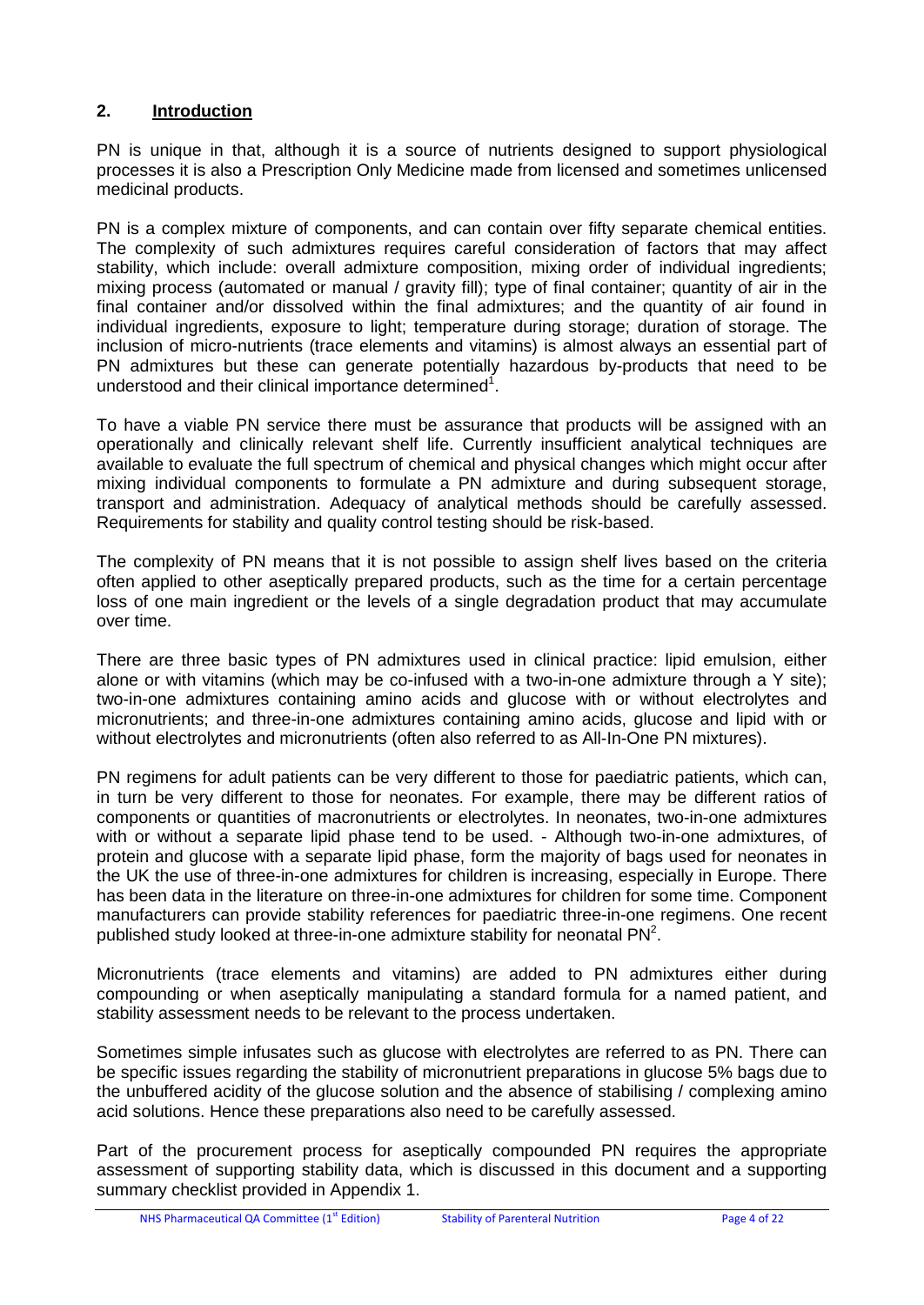## 2. **Introduction**

PN is unique in that, although it is a source of nutrients designed to support physiological processes it is also a Prescription Only Medicine made from licensed and sometimes unlicensed medicinal products.

PN is a complex mixture of components, and can contain over fifty separate chemical entities. The complexity of such admixtures requires careful consideration of factors that may affect stability, which include: overall admixture composition, mixing order of individual ingredients; mixing process (automated or manual / gravity fill); type of final container; quantity of air in the final container and/or dissolved within the final admixtures; and the quantity of air found in individual ingredients, exposure to light; temperature during storage; duration of storage. The inclusion of micro-nutrients (trace elements and vitamins) is almost always an essential part of PN admixtures but these can generate potentially hazardous by-products that need to be understood and their clinical importance determined[1].

To have a viable PN service there must be assurance that products will be assigned with an operationally and clinically relevant shelf life. Currently insufficient analytical techniques are available to evaluate the full spectrum of chemical and physical changes which might occur after mixing individual components to formulate a PN admixture and during subsequent storage, transport and administration. Adequacy of analytical methods should be carefully assessed. Requirements for stability and quality control testing should be risk-based.

The complexity of PN means that it is not possible to assign shelf lives based on the criteria often applied to other aseptically prepared products, such as the time for a certain percentage loss of one main ingredient or the levels of a single degradation product that may accumulate over time.

There are three basic types of PN admixtures used in clinical practice: lipid emulsion, either alone or with vitamins (which may be co-infused with a two-in-one admixture through a Y site); two-in-one admixtures containing amino acids and glucose with or without electrolytes and micronutrients; and three-in-one admixtures containing amino acids, glucose and lipid with or without electrolytes and micronutrients (often also referred to as All-In-One PN mixtures).

PN regimens for adult patients can be very different to those for paediatric patients, which can, in turn be very different to those for neonates. For example, there may be different ratios of components or quantities of macronutrients or electrolytes. In neonates, two-in-one admixtures with or without a separate lipid phase tend to be used. - Although two-in-one admixtures, of protein and glucose with a separate lipid phase, form the majority of bags used for neonates in the UK the use of three-in-one admixtures for children is increasing, especially in Europe. There has been data in the literature on three-in-one admixtures for children for some time. Component manufacturers can provide stability references for paediatric three-in-one regimens. One recent published study looked at three-in-one admixture stability for neonatal PN[2].

Micronutrients (trace elements and vitamins) are added to PN admixtures either during compounding or when aseptically manipulating a standard formula for a named patient, and stability assessment needs to be relevant to the process undertaken.

Sometimes simple infusates such as glucose with electrolytes are referred to as PN. There can be specific issues regarding the stability of micronutrient preparations in glucose 5% bags due to the unbuffered acidity of the glucose solution and the absence of stabilising / complexing amino acid solutions. Hence these preparations also need to be carefully assessed.

Part of the procurement process for aseptically compounded PN requires the appropriate assessment of supporting stability data, which is discussed in this document and a supporting summary checklist provided in Appendix 1.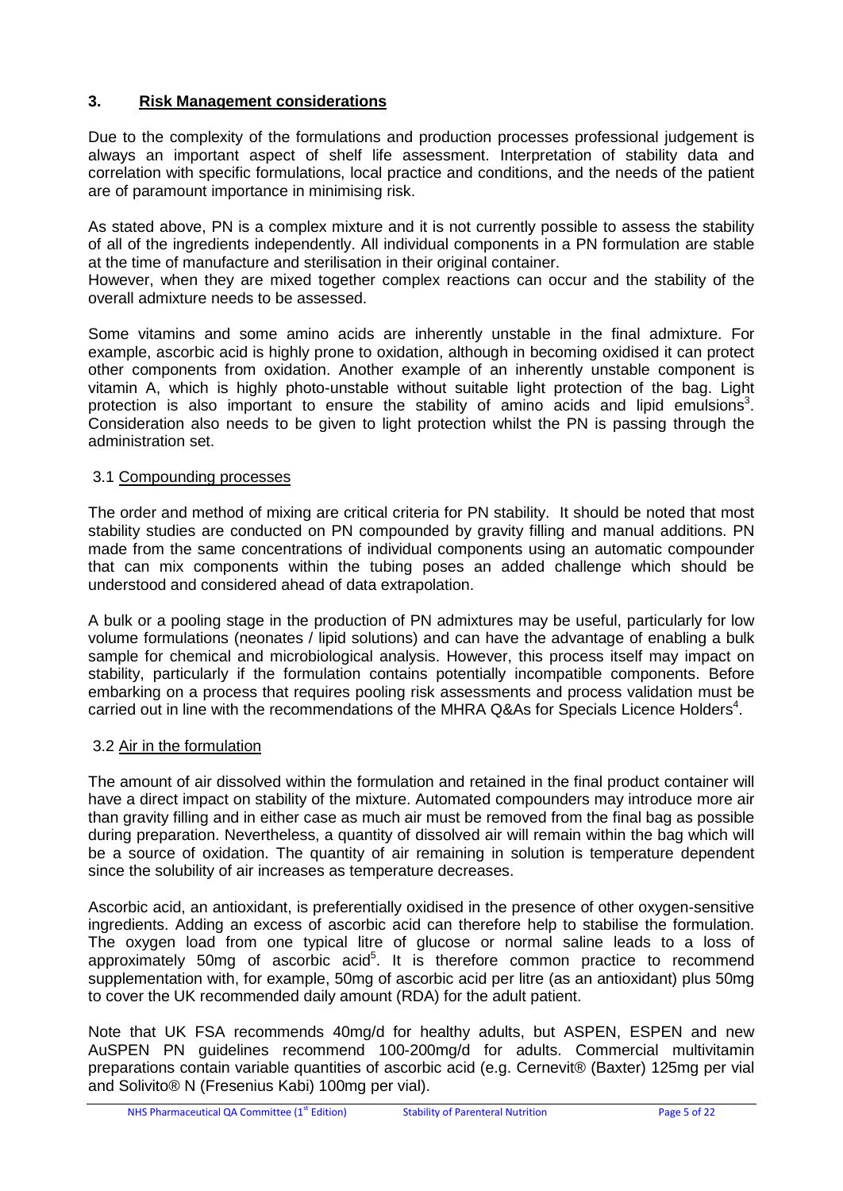## 3. Risk Management considerations

Due to the complexity of the formulations and production processes professional judgement is always an important aspect of shelf life assessment. Interpretation of stability data and correlation with specific formulations, local practice and conditions, and the needs of the patient are of paramount importance in minimising risk.

As stated above, PN is a complex mixture and it is not currently possible to assess the stability of all of the ingredients independently. All individual components in a PN formulation are stable at the time of manufacture and sterilisation in their original container.
However, when they are mixed together complex reactions can occur and the stability of the overall admixture needs to be assessed.

Some vitamins and some amino acids are inherently unstable in the final admixture. For example, ascorbic acid is highly prone to oxidation, although in becoming oxidised it can protect other components from oxidation. Another example of an inherently unstable component is vitamin A, which is highly photo-unstable without suitable light protection of the bag. Light protection is also important to ensure the stability of amino acids and lipid emulsions[3]. Consideration also needs to be given to light protection whilst the PN is passing through the administration set.

### 3.1 Compounding processes

The order and method of mixing are critical criteria for PN stability. It should be noted that most stability studies are conducted on PN compounded by gravity filling and manual additions. PN made from the same concentrations of individual components using an automatic compounder that can mix components within the tubing poses an added challenge which should be understood and considered ahead of data extrapolation.

A bulk or a pooling stage in the production of PN admixtures may be useful, particularly for low volume formulations (neonates / lipid solutions) and can have the advantage of enabling a bulk sample for chemical and microbiological analysis. However, this process itself may impact on stability, particularly if the formulation contains potentially incompatible components. Before embarking on a process that requires pooling risk assessments and process validation must be carried out in line with the recommendations of the MHRA Q&As for Specials Licence Holders[4].

### 3.2 Air in the formulation

The amount of air dissolved within the formulation and retained in the final product container will have a direct impact on stability of the mixture. Automated compounders may introduce more air than gravity filling and in either case as much air must be removed from the final bag as possible during preparation. Nevertheless, a quantity of dissolved air will remain within the bag which will be a source of oxidation. The quantity of air remaining in solution is temperature dependent since the solubility of air increases as temperature decreases.

Ascorbic acid, an antioxidant, is preferentially oxidised in the presence of other oxygen-sensitive ingredients. Adding an excess of ascorbic acid can therefore help to stabilise the formulation. The oxygen load from one typical litre of glucose or normal saline leads to a loss of approximately 50mg of ascorbic acid[5]. It is therefore common practice to recommend supplementation with, for example, 50mg of ascorbic acid per litre (as an antioxidant) plus 50mg to cover the UK recommended daily amount (RDA) for the adult patient.

Note that UK FSA recommends 40mg/d for healthy adults, but ASPEN, ESPEN and new AuSPEN PN guidelines recommend 100-200mg/d for adults. Commercial multivitamin preparations contain variable quantities of ascorbic acid (e.g. Cernevit® (Baxter) 125mg per vial and Solivito® N (Fresenius Kabi) 100mg per vial).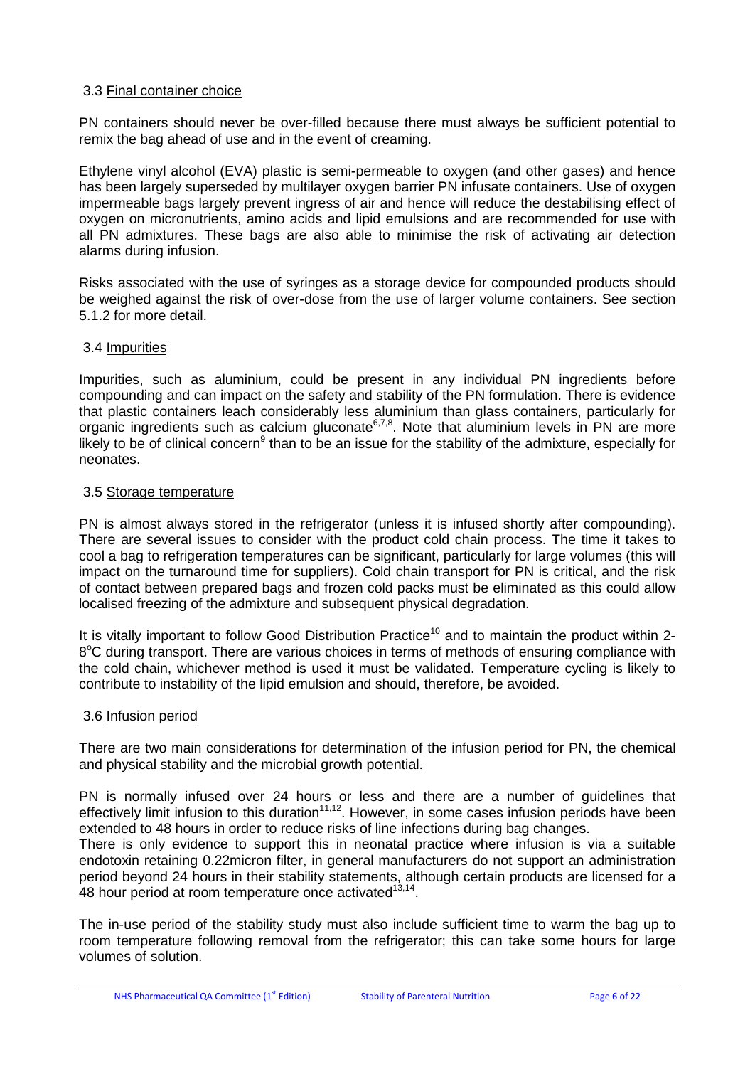### 3.3 Final container choice

PN containers should never be over-filled because there must always be sufficient potential to remix the bag ahead of use and in the event of creaming.

Ethylene vinyl alcohol (EVA) plastic is semi-permeable to oxygen (and other gases) and hence has been largely superseded by multilayer oxygen barrier PN infusate containers. Use of oxygen impermeable bags largely prevent ingress of air and hence will reduce the destabilising effect of oxygen on micronutrients, amino acids and lipid emulsions and are recommended for use with all PN admixtures. These bags are also able to minimise the risk of activating air detection alarms during infusion.

Risks associated with the use of syringes as a storage device for compounded products should be weighed against the risk of over-dose from the use of larger volume containers. See section 5.1.2 for more detail.

### 3.4 Impurities

Impurities, such as aluminium, could be present in any individual PN ingredients before compounding and can impact on the safety and stability of the PN formulation. There is evidence that plastic containers leach considerably less aluminium than glass containers, particularly for organic ingredients such as calcium gluconate[6,7,8]. Note that aluminium levels in PN are more likely to be of clinical concern[9] than to be an issue for the stability of the admixture, especially for neonates.

### 3.5 Storage temperature

PN is almost always stored in the refrigerator (unless it is infused shortly after compounding). There are several issues to consider with the product cold chain process. The time it takes to cool a bag to refrigeration temperatures can be significant, particularly for large volumes (this will impact on the turnaround time for suppliers). Cold chain transport for PN is critical, and the risk of contact between prepared bags and frozen cold packs must be eliminated as this could allow localised freezing of the admixture and subsequent physical degradation.

It is vitally important to follow Good Distribution Practice[10] and to maintain the product within 2-8°C during transport. There are various choices in terms of methods of ensuring compliance with the cold chain, whichever method is used it must be validated. Temperature cycling is likely to contribute to instability of the lipid emulsion and should, therefore, be avoided.

### 3.6 Infusion period

There are two main considerations for determination of the infusion period for PN, the chemical and physical stability and the microbial growth potential.

PN is normally infused over 24 hours or less and there are a number of guidelines that effectively limit infusion to this duration[11,12]. However, in some cases infusion periods have been extended to 48 hours in order to reduce risks of line infections during bag changes.

There is only evidence to support this in neonatal practice where infusion is via a suitable endotoxin retaining 0.22micron filter, in general manufacturers do not support an administration period beyond 24 hours in their stability statements, although certain products are licensed for a 48 hour period at room temperature once activated[13,14].

The in-use period of the stability study must also include sufficient time to warm the bag up to room temperature following removal from the refrigerator; this can take some hours for large volumes of solution.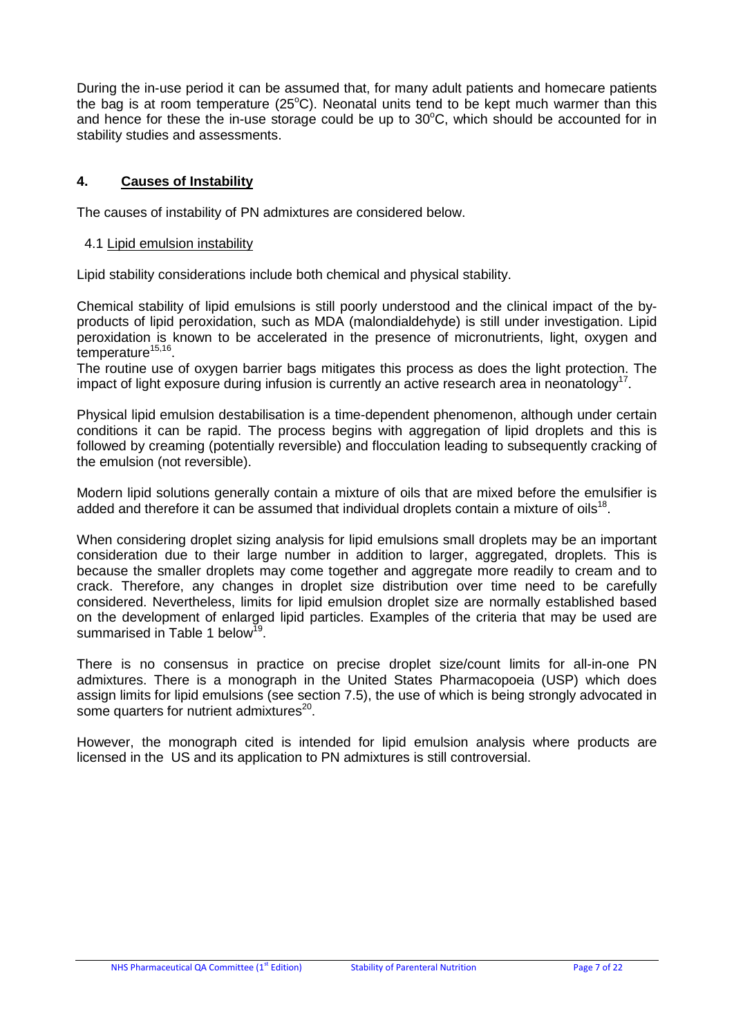During the in-use period it can be assumed that, for many adult patients and homecare patients the bag is at room temperature (25°C). Neonatal units tend to be kept much warmer than this and hence for these the in-use storage could be up to 30°C, which should be accounted for in stability studies and assessments.

## 4. Causes of Instability

The causes of instability of PN admixtures are considered below.

### 4.1 Lipid emulsion instability

Lipid stability considerations include both chemical and physical stability.

Chemical stability of lipid emulsions is still poorly understood and the clinical impact of the by-products of lipid peroxidation, such as MDA (malondialdehyde) is still under investigation. Lipid peroxidation is known to be accelerated in the presence of micronutrients, light, oxygen and temperature[15,16].

The routine use of oxygen barrier bags mitigates this process as does the light protection. The impact of light exposure during infusion is currently an active research area in neonatology[17].

Physical lipid emulsion destabilisation is a time-dependent phenomenon, although under certain conditions it can be rapid. The process begins with aggregation of lipid droplets and this is followed by creaming (potentially reversible) and flocculation leading to subsequently cracking of the emulsion (not reversible).

Modern lipid solutions generally contain a mixture of oils that are mixed before the emulsifier is added and therefore it can be assumed that individual droplets contain a mixture of oils[18].

When considering droplet sizing analysis for lipid emulsions small droplets may be an important consideration due to their large number in addition to larger, aggregated, droplets. This is because the smaller droplets may come together and aggregate more readily to cream and to crack. Therefore, any changes in droplet size distribution over time need to be carefully considered. Nevertheless, limits for lipid emulsion droplet size are normally established based on the development of enlarged lipid particles. Examples of the criteria that may be used are summarised in Table 1 below[19].

There is no consensus in practice on precise droplet size/count limits for all-in-one PN admixtures. There is a monograph in the United States Pharmacopoeia (USP) which does assign limits for lipid emulsions (see section 7.5), the use of which is being strongly advocated in some quarters for nutrient admixtures[20].

However, the monograph cited is intended for lipid emulsion analysis where products are licensed in the US and its application to PN admixtures is still controversial.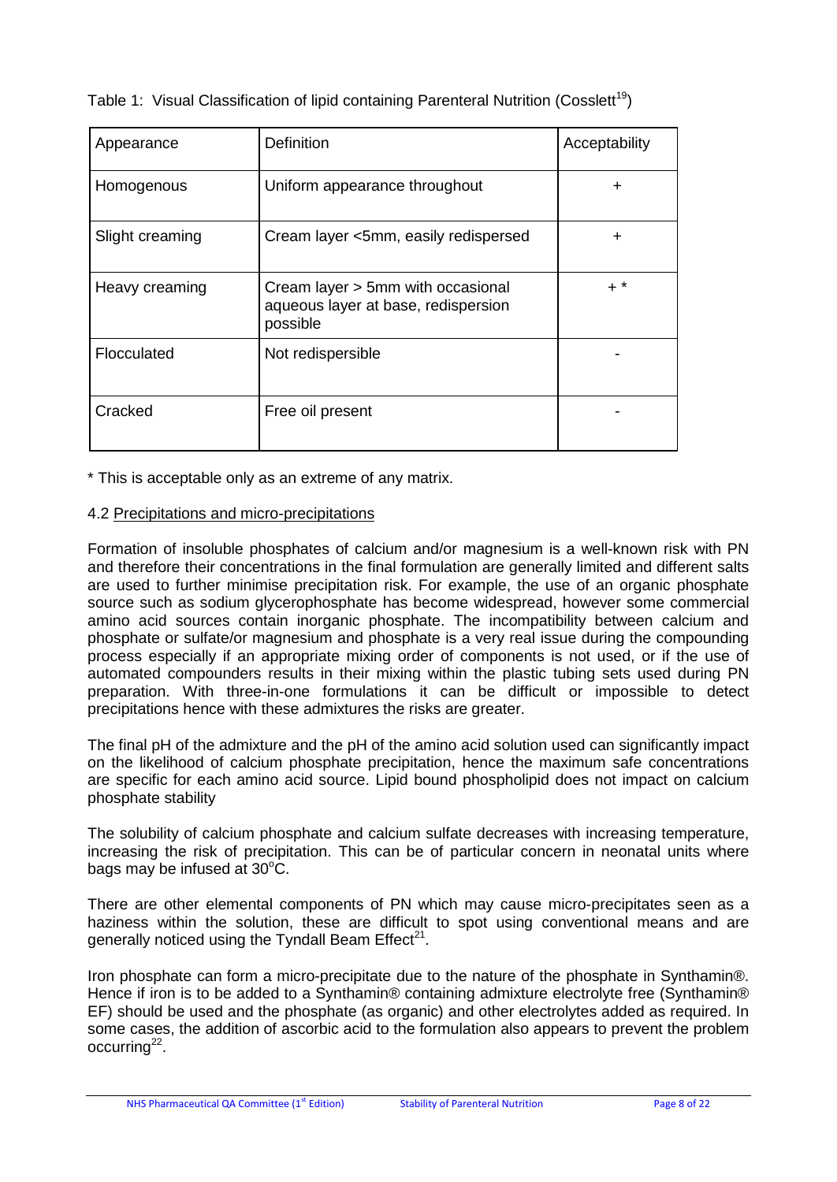Table 1: Visual Classification of lipid containing Parenteral Nutrition (Cosslett[19])

| Appearance | Definition | Acceptability |
|---|---|---|
| Homogenous | Uniform appearance throughout | + |
| Slight creaming | Cream layer <5mm, easily redispersed | + |
| Heavy creaming | Cream layer > 5mm with occasional aqueous layer at base, redispersion possible | + * |
| Flocculated | Not redispersible | - |
| Cracked | Free oil present | - |

* This is acceptable only as an extreme of any matrix.

### 4.2 Precipitations and micro-precipitations

Formation of insoluble phosphates of calcium and/or magnesium is a well-known risk with PN and therefore their concentrations in the final formulation are generally limited and different salts are used to further minimise precipitation risk. For example, the use of an organic phosphate source such as sodium glycerophosphate has become widespread, however some commercial amino acid sources contain inorganic phosphate. The incompatibility between calcium and phosphate or sulfate/or magnesium and phosphate is a very real issue during the compounding process especially if an appropriate mixing order of components is not used, or if the use of automated compounders results in their mixing within the plastic tubing sets used during PN preparation. With three-in-one formulations it can be difficult or impossible to detect precipitations hence with these admixtures the risks are greater.

The final pH of the admixture and the pH of the amino acid solution used can significantly impact on the likelihood of calcium phosphate precipitation, hence the maximum safe concentrations are specific for each amino acid source. Lipid bound phospholipid does not impact on calcium phosphate stability

The solubility of calcium phosphate and calcium sulfate decreases with increasing temperature, increasing the risk of precipitation. This can be of particular concern in neonatal units where bags may be infused at 30$^{o}$C.

There are other elemental components of PN which may cause micro-precipitates seen as a haziness within the solution, these are difficult to spot using conventional means and are generally noticed using the Tyndall Beam Effect[21].

Iron phosphate can form a micro-precipitate due to the nature of the phosphate in Synthamin®. Hence if iron is to be added to a Synthamin® containing admixture electrolyte free (Synthamin® EF) should be used and the phosphate (as organic) and other electrolytes added as required. In some cases, the addition of ascorbic acid to the formulation also appears to prevent the problem occurring[22].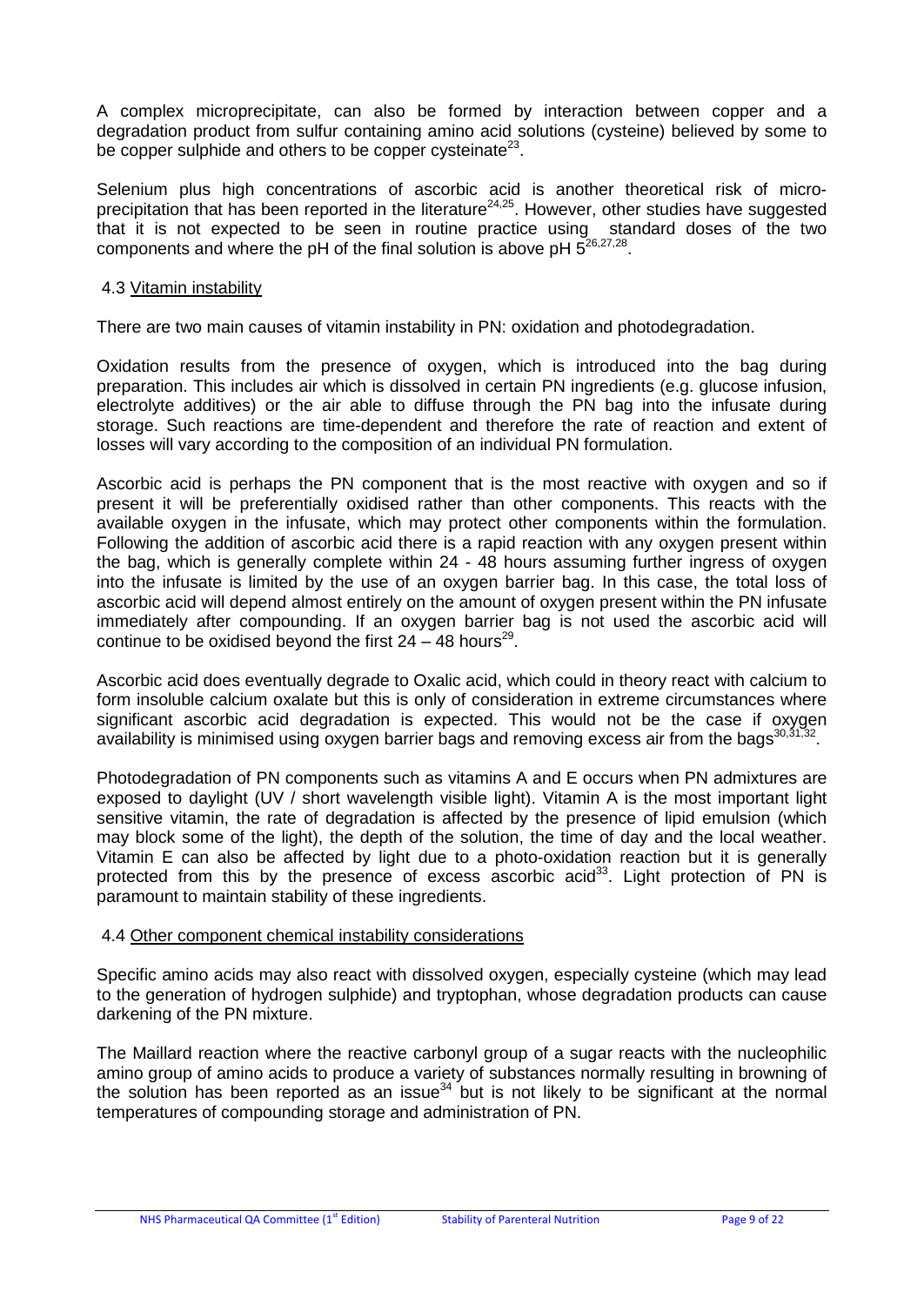A complex microprecipitate, can also be formed by interaction between copper and a degradation product from sulfur containing amino acid solutions (cysteine) believed by some to be copper sulphide and others to be copper cysteinate[23].

Selenium plus high concentrations of ascorbic acid is another theoretical risk of micro-precipitation that has been reported in the literature[24,25]. However, other studies have suggested that it is not expected to be seen in routine practice using standard doses of the two components and where the pH of the final solution is above pH 5[26,27,28].

### 4.3 Vitamin instability

There are two main causes of vitamin instability in PN: oxidation and photodegradation.

Oxidation results from the presence of oxygen, which is introduced into the bag during preparation. This includes air which is dissolved in certain PN ingredients (e.g. glucose infusion, electrolyte additives) or the air able to diffuse through the PN bag into the infusate during storage. Such reactions are time-dependent and therefore the rate of reaction and extent of losses will vary according to the composition of an individual PN formulation.

Ascorbic acid is perhaps the PN component that is the most reactive with oxygen and so if present it will be preferentially oxidised rather than other components. This reacts with the available oxygen in the infusate, which may protect other components within the formulation. Following the addition of ascorbic acid there is a rapid reaction with any oxygen present within the bag, which is generally complete within 24 - 48 hours assuming further ingress of oxygen into the infusate is limited by the use of an oxygen barrier bag. In this case, the total loss of ascorbic acid will depend almost entirely on the amount of oxygen present within the PN infusate immediately after compounding. If an oxygen barrier bag is not used the ascorbic acid will continue to be oxidised beyond the first 24 – 48 hours[29].

Ascorbic acid does eventually degrade to Oxalic acid, which could in theory react with calcium to form insoluble calcium oxalate but this is only of consideration in extreme circumstances where significant ascorbic acid degradation is expected. This would not be the case if oxygen availability is minimised using oxygen barrier bags and removing excess air from the bags[30,31,32].

Photodegradation of PN components such as vitamins A and E occurs when PN admixtures are exposed to daylight (UV / short wavelength visible light). Vitamin A is the most important light sensitive vitamin, the rate of degradation is affected by the presence of lipid emulsion (which may block some of the light), the depth of the solution, the time of day and the local weather. Vitamin E can also be affected by light due to a photo-oxidation reaction but it is generally protected from this by the presence of excess ascorbic acid[33]. Light protection of PN is paramount to maintain stability of these ingredients.

### 4.4 Other component chemical instability considerations

Specific amino acids may also react with dissolved oxygen, especially cysteine (which may lead to the generation of hydrogen sulphide) and tryptophan, whose degradation products can cause darkening of the PN mixture.

The Maillard reaction where the reactive carbonyl group of a sugar reacts with the nucleophilic amino group of amino acids to produce a variety of substances normally resulting in browning of the solution has been reported as an issue[34] but is not likely to be significant at the normal temperatures of compounding storage and administration of PN.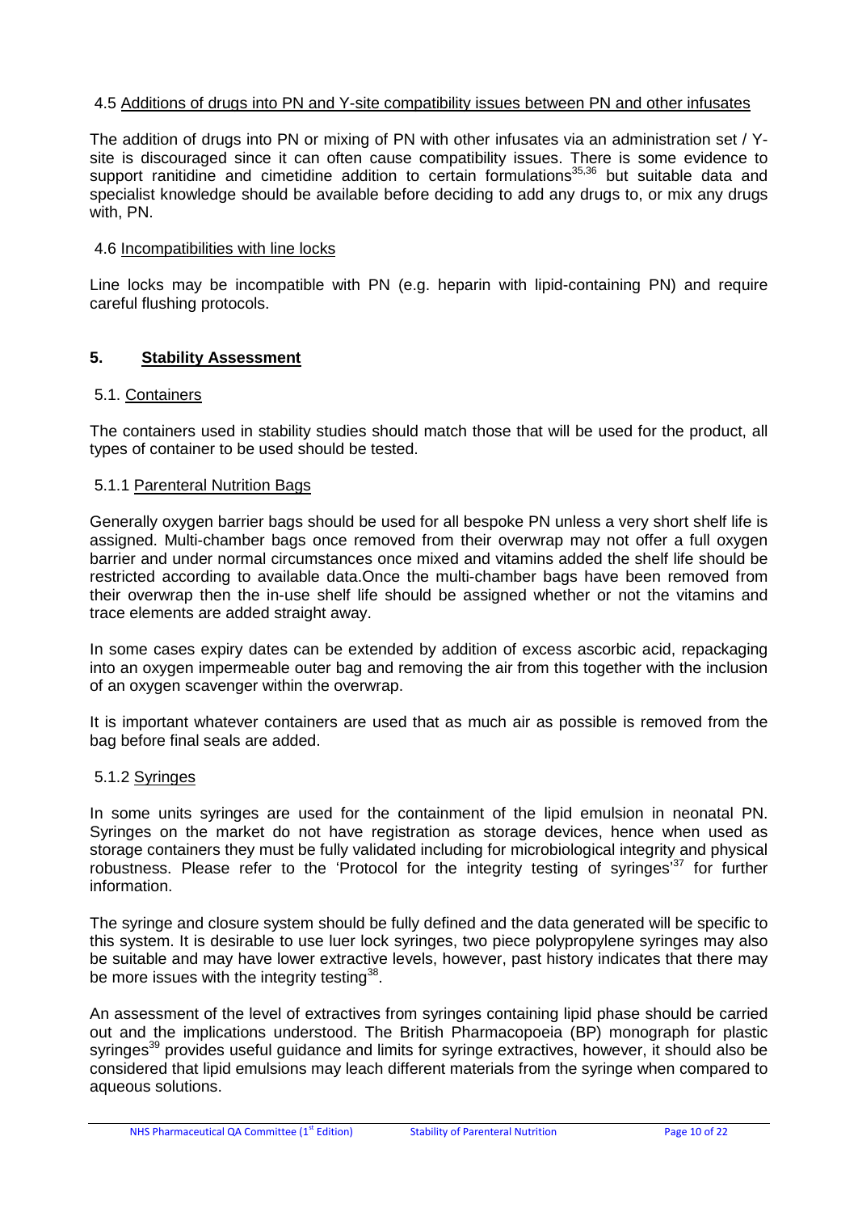### 4.5 Additions of drugs into PN and Y-site compatibility issues between PN and other infusates

The addition of drugs into PN or mixing of PN with other infusates via an administration set / Y-site is discouraged since it can often cause compatibility issues. There is some evidence to support ranitidine and cimetidine addition to certain formulations[35,36] but suitable data and specialist knowledge should be available before deciding to add any drugs to, or mix any drugs with, PN.

### 4.6 Incompatibilities with line locks

Line locks may be incompatible with PN (e.g. heparin with lipid-containing PN) and require careful flushing protocols.

## 5. Stability Assessment

### 5.1. Containers

The containers used in stability studies should match those that will be used for the product, all types of container to be used should be tested.

### 5.1.1 Parenteral Nutrition Bags

Generally oxygen barrier bags should be used for all bespoke PN unless a very short shelf life is assigned. Multi-chamber bags once removed from their overwrap may not offer a full oxygen barrier and under normal circumstances once mixed and vitamins added the shelf life should be restricted according to available data.Once the multi-chamber bags have been removed from their overwrap then the in-use shelf life should be assigned whether or not the vitamins and trace elements are added straight away.

In some cases expiry dates can be extended by addition of excess ascorbic acid, repackaging into an oxygen impermeable outer bag and removing the air from this together with the inclusion of an oxygen scavenger within the overwrap.

It is important whatever containers are used that as much air as possible is removed from the bag before final seals are added.

### 5.1.2 Syringes

In some units syringes are used for the containment of the lipid emulsion in neonatal PN. Syringes on the market do not have registration as storage devices, hence when used as storage containers they must be fully validated including for microbiological integrity and physical robustness. Please refer to the 'Protocol for the integrity testing of syringes'[37] for further information.

The syringe and closure system should be fully defined and the data generated will be specific to this system. It is desirable to use luer lock syringes, two piece polypropylene syringes may also be suitable and may have lower extractive levels, however, past history indicates that there may be more issues with the integrity testing[38].

An assessment of the level of extractives from syringes containing lipid phase should be carried out and the implications understood. The British Pharmacopoeia (BP) monograph for plastic syringes[39] provides useful guidance and limits for syringe extractives, however, it should also be considered that lipid emulsions may leach different materials from the syringe when compared to aqueous solutions.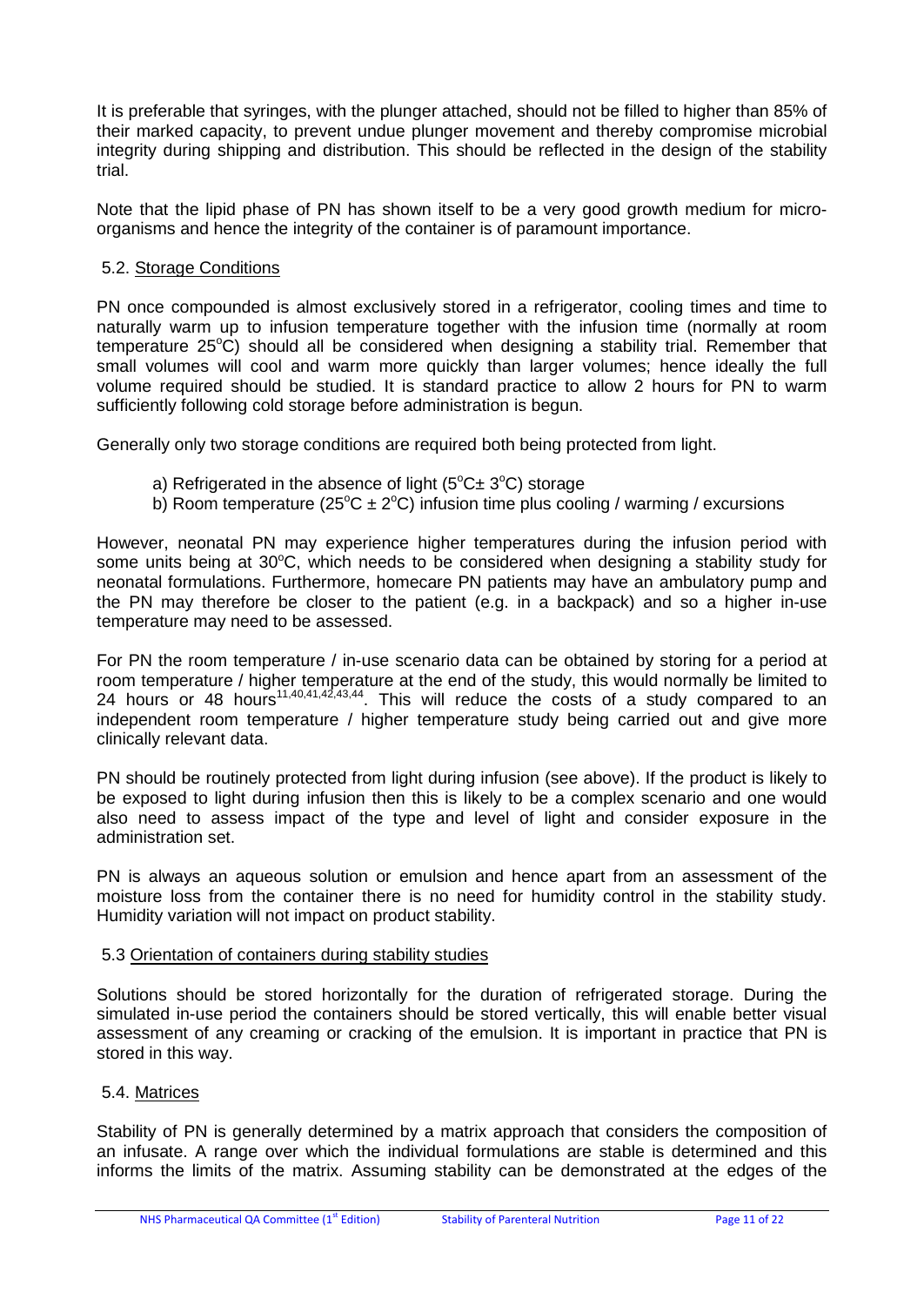It is preferable that syringes, with the plunger attached, should not be filled to higher than 85% of their marked capacity, to prevent undue plunger movement and thereby compromise microbial integrity during shipping and distribution. This should be reflected in the design of the stability trial.

Note that the lipid phase of PN has shown itself to be a very good growth medium for micro-organisms and hence the integrity of the container is of paramount importance.

## 5.2. Storage Conditions

PN once compounded is almost exclusively stored in a refrigerator, cooling times and time to naturally warm up to infusion temperature together with the infusion time (normally at room temperature 25°C) should all be considered when designing a stability trial. Remember that small volumes will cool and warm more quickly than larger volumes; hence ideally the full volume required should be studied. It is standard practice to allow 2 hours for PN to warm sufficiently following cold storage before administration is begun.

Generally only two storage conditions are required both being protected from light.

a) Refrigerated in the absence of light (5°C± 3°C) storage
b) Room temperature (25°C ± 2°C) infusion time plus cooling / warming / excursions

However, neonatal PN may experience higher temperatures during the infusion period with some units being at 30°C, which needs to be considered when designing a stability study for neonatal formulations. Furthermore, homecare PN patients may have an ambulatory pump and the PN may therefore be closer to the patient (e.g. in a backpack) and so a higher in-use temperature may need to be assessed.

For PN the room temperature / in-use scenario data can be obtained by storing for a period at room temperature / higher temperature at the end of the study, this would normally be limited to 24 hours or 48 hours[11,40,41,42,43,44]. This will reduce the costs of a study compared to an independent room temperature / higher temperature study being carried out and give more clinically relevant data.

PN should be routinely protected from light during infusion (see above). If the product is likely to be exposed to light during infusion then this is likely to be a complex scenario and one would also need to assess impact of the type and level of light and consider exposure in the administration set.

PN is always an aqueous solution or emulsion and hence apart from an assessment of the moisture loss from the container there is no need for humidity control in the stability study. Humidity variation will not impact on product stability.

## 5.3 Orientation of containers during stability studies

Solutions should be stored horizontally for the duration of refrigerated storage. During the simulated in-use period the containers should be stored vertically, this will enable better visual assessment of any creaming or cracking of the emulsion. It is important in practice that PN is stored in this way.

## 5.4. Matrices

Stability of PN is generally determined by a matrix approach that considers the composition of an infusate. A range over which the individual formulations are stable is determined and this informs the limits of the matrix. Assuming stability can be demonstrated at the edges of the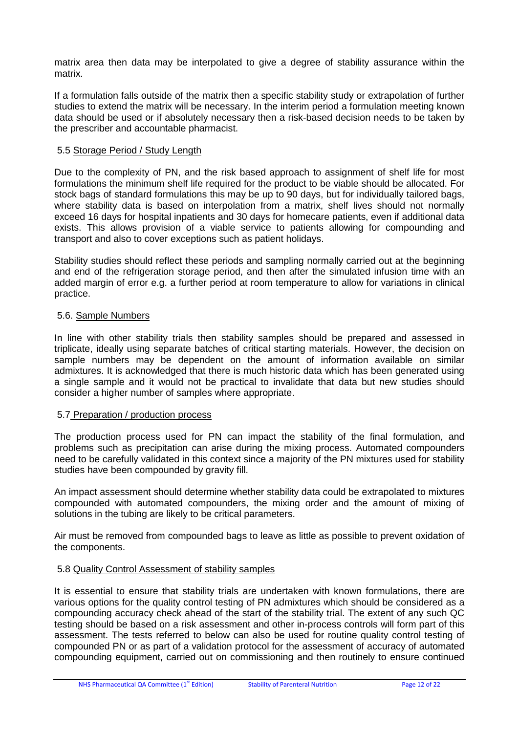matrix area then data may be interpolated to give a degree of stability assurance within the matrix.

If a formulation falls outside of the matrix then a specific stability study or extrapolation of further studies to extend the matrix will be necessary. In the interim period a formulation meeting known data should be used or if absolutely necessary then a risk-based decision needs to be taken by the prescriber and accountable pharmacist.

### 5.5 Storage Period / Study Length

Due to the complexity of PN, and the risk based approach to assignment of shelf life for most formulations the minimum shelf life required for the product to be viable should be allocated. For stock bags of standard formulations this may be up to 90 days, but for individually tailored bags, where stability data is based on interpolation from a matrix, shelf lives should not normally exceed 16 days for hospital inpatients and 30 days for homecare patients, even if additional data exists. This allows provision of a viable service to patients allowing for compounding and transport and also to cover exceptions such as patient holidays.

Stability studies should reflect these periods and sampling normally carried out at the beginning and end of the refrigeration storage period, and then after the simulated infusion time with an added margin of error e.g. a further period at room temperature to allow for variations in clinical practice.

### 5.6. Sample Numbers

In line with other stability trials then stability samples should be prepared and assessed in triplicate, ideally using separate batches of critical starting materials. However, the decision on sample numbers may be dependent on the amount of information available on similar admixtures. It is acknowledged that there is much historic data which has been generated using a single sample and it would not be practical to invalidate that data but new studies should consider a higher number of samples where appropriate.

### 5.7 Preparation / production process

The production process used for PN can impact the stability of the final formulation, and problems such as precipitation can arise during the mixing process. Automated compounders need to be carefully validated in this context since a majority of the PN mixtures used for stability studies have been compounded by gravity fill.

An impact assessment should determine whether stability data could be extrapolated to mixtures compounded with automated compounders, the mixing order and the amount of mixing of solutions in the tubing are likely to be critical parameters.

Air must be removed from compounded bags to leave as little as possible to prevent oxidation of the components.

### 5.8 Quality Control Assessment of stability samples

It is essential to ensure that stability trials are undertaken with known formulations, there are various options for the quality control testing of PN admixtures which should be considered as a compounding accuracy check ahead of the start of the stability trial. The extent of any such QC testing should be based on a risk assessment and other in-process controls will form part of this assessment. The tests referred to below can also be used for routine quality control testing of compounded PN or as part of a validation protocol for the assessment of accuracy of automated compounding equipment, carried out on commissioning and then routinely to ensure continued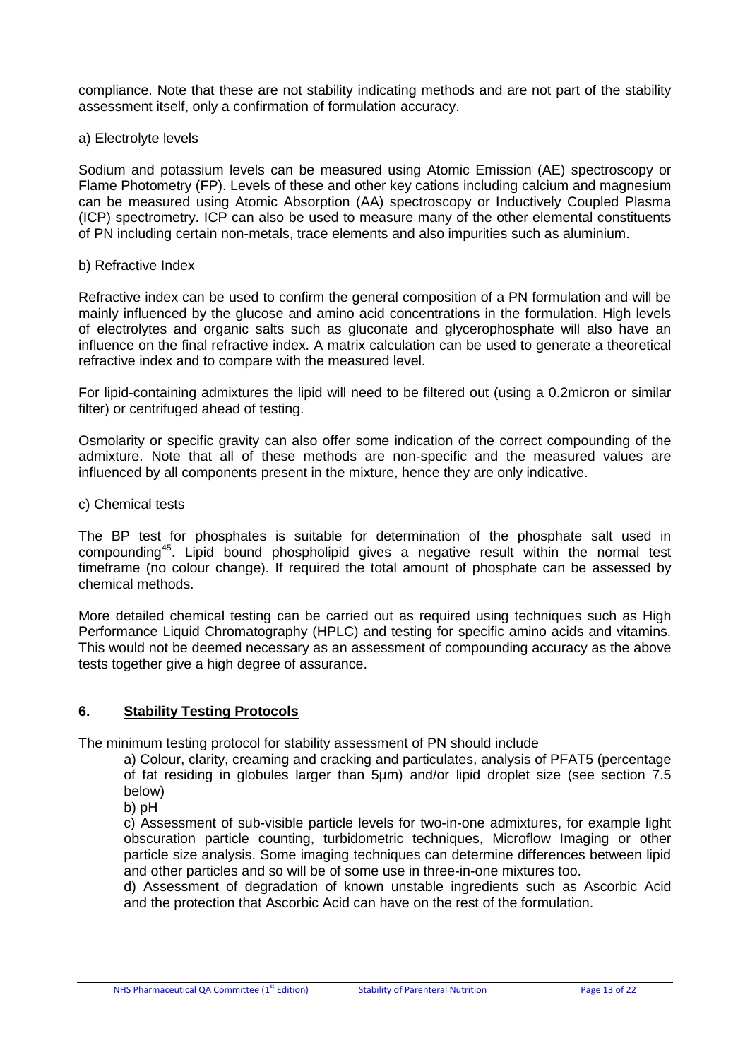compliance. Note that these are not stability indicating methods and are not part of the stability assessment itself, only a confirmation of formulation accuracy.

a) Electrolyte levels

Sodium and potassium levels can be measured using Atomic Emission (AE) spectroscopy or Flame Photometry (FP). Levels of these and other key cations including calcium and magnesium can be measured using Atomic Absorption (AA) spectroscopy or Inductively Coupled Plasma (ICP) spectrometry. ICP can also be used to measure many of the other elemental constituents of PN including certain non-metals, trace elements and also impurities such as aluminium.

b) Refractive Index

Refractive index can be used to confirm the general composition of a PN formulation and will be mainly influenced by the glucose and amino acid concentrations in the formulation. High levels of electrolytes and organic salts such as gluconate and glycerophosphate will also have an influence on the final refractive index. A matrix calculation can be used to generate a theoretical refractive index and to compare with the measured level.

For lipid-containing admixtures the lipid will need to be filtered out (using a 0.2micron or similar filter) or centrifuged ahead of testing.

Osmolarity or specific gravity can also offer some indication of the correct compounding of the admixture. Note that all of these methods are non-specific and the measured values are influenced by all components present in the mixture, hence they are only indicative.

c) Chemical tests

The BP test for phosphates is suitable for determination of the phosphate salt used in compounding[45]. Lipid bound phospholipid gives a negative result within the normal test timeframe (no colour change). If required the total amount of phosphate can be assessed by chemical methods.

More detailed chemical testing can be carried out as required using techniques such as High Performance Liquid Chromatography (HPLC) and testing for specific amino acids and vitamins. This would not be deemed necessary as an assessment of compounding accuracy as the above tests together give a high degree of assurance.

## 6. Stability Testing Protocols

The minimum testing protocol for stability assessment of PN should include

a) Colour, clarity, creaming and cracking and particulates, analysis of PFAT5 (percentage of fat residing in globules larger than 5µm) and/or lipid droplet size (see section 7.5 below)

b) pH

c) Assessment of sub-visible particle levels for two-in-one admixtures, for example light obscuration particle counting, turbidometric techniques, Microflow Imaging or other particle size analysis. Some imaging techniques can determine differences between lipid and other particles and so will be of some use in three-in-one mixtures too.

d) Assessment of degradation of known unstable ingredients such as Ascorbic Acid and the protection that Ascorbic Acid can have on the rest of the formulation.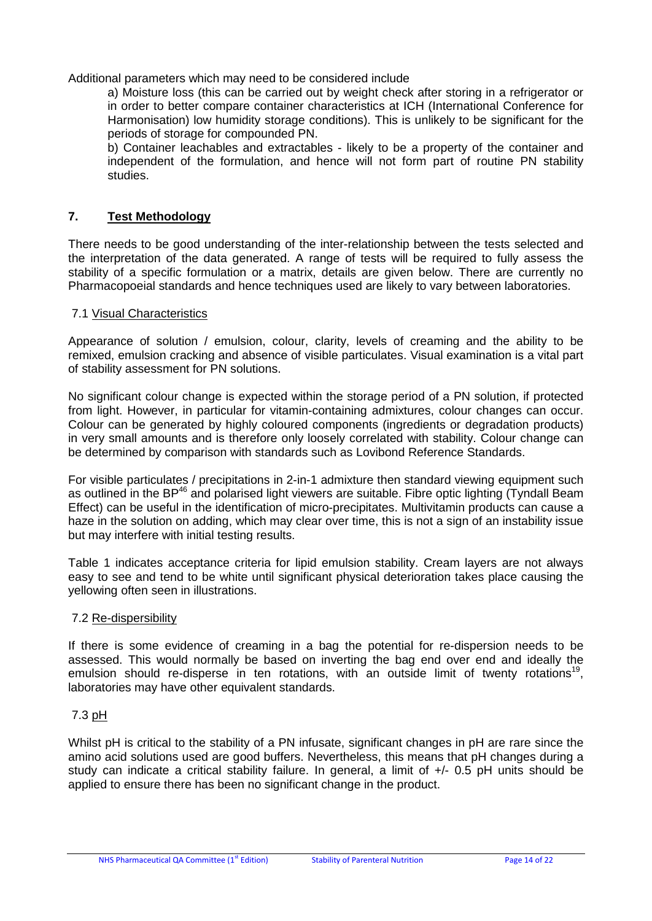Additional parameters which may need to be considered include

a) Moisture loss (this can be carried out by weight check after storing in a refrigerator or in order to better compare container characteristics at ICH (International Conference for Harmonisation) low humidity storage conditions). This is unlikely to be significant for the periods of storage for compounded PN.

b) Container leachables and extractables - likely to be a property of the container and independent of the formulation, and hence will not form part of routine PN stability studies.

## 7. Test Methodology

There needs to be good understanding of the inter-relationship between the tests selected and the interpretation of the data generated. A range of tests will be required to fully assess the stability of a specific formulation or a matrix, details are given below. There are currently no Pharmacopoeial standards and hence techniques used are likely to vary between laboratories.

### 7.1 Visual Characteristics

Appearance of solution / emulsion, colour, clarity, levels of creaming and the ability to be remixed, emulsion cracking and absence of visible particulates. Visual examination is a vital part of stability assessment for PN solutions.

No significant colour change is expected within the storage period of a PN solution, if protected from light. However, in particular for vitamin-containing admixtures, colour changes can occur. Colour can be generated by highly coloured components (ingredients or degradation products) in very small amounts and is therefore only loosely correlated with stability. Colour change can be determined by comparison with standards such as Lovibond Reference Standards.

For visible particulates / precipitations in 2-in-1 admixture then standard viewing equipment such as outlined in the BP[46] and polarised light viewers are suitable. Fibre optic lighting (Tyndall Beam Effect) can be useful in the identification of micro-precipitates. Multivitamin products can cause a haze in the solution on adding, which may clear over time, this is not a sign of an instability issue but may interfere with initial testing results.

Table 1 indicates acceptance criteria for lipid emulsion stability. Cream layers are not always easy to see and tend to be white until significant physical deterioration takes place causing the yellowing often seen in illustrations.

### 7.2 Re-dispersibility

If there is some evidence of creaming in a bag the potential for re-dispersion needs to be assessed. This would normally be based on inverting the bag end over end and ideally the emulsion should re-disperse in ten rotations, with an outside limit of twenty rotations[19], laboratories may have other equivalent standards.

### 7.3 pH

Whilst pH is critical to the stability of a PN infusate, significant changes in pH are rare since the amino acid solutions used are good buffers. Nevertheless, this means that pH changes during a study can indicate a critical stability failure. In general, a limit of +/- 0.5 pH units should be applied to ensure there has been no significant change in the product.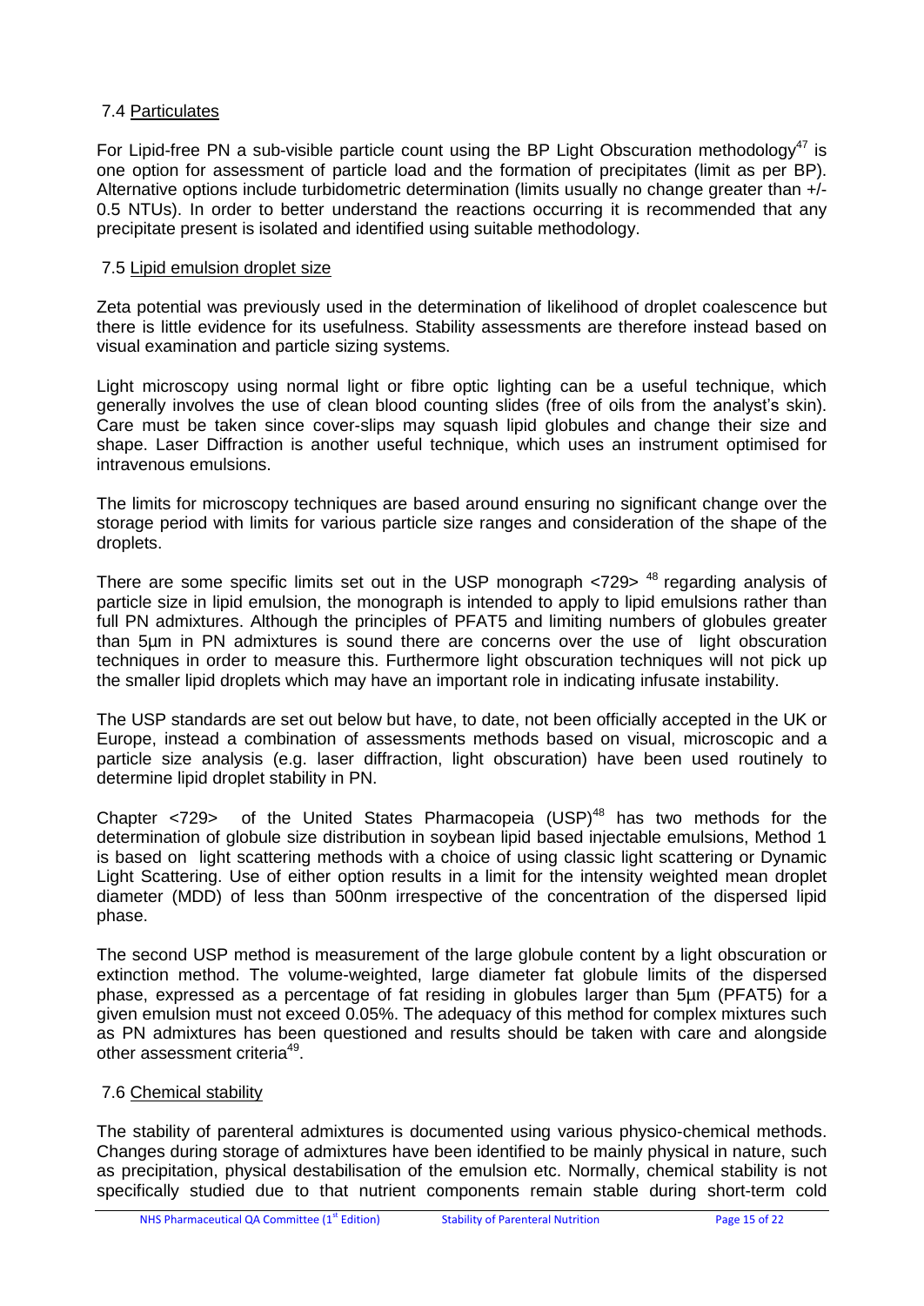### 7.4 Particulates

For Lipid-free PN a sub-visible particle count using the BP Light Obscuration methodology[47] is one option for assessment of particle load and the formation of precipitates (limit as per BP). Alternative options include turbidometric determination (limits usually no change greater than +/- 0.5 NTUs). In order to better understand the reactions occurring it is recommended that any precipitate present is isolated and identified using suitable methodology.

### 7.5 Lipid emulsion droplet size

Zeta potential was previously used in the determination of likelihood of droplet coalescence but there is little evidence for its usefulness. Stability assessments are therefore instead based on visual examination and particle sizing systems.

Light microscopy using normal light or fibre optic lighting can be a useful technique, which generally involves the use of clean blood counting slides (free of oils from the analyst's skin). Care must be taken since cover-slips may squash lipid globules and change their size and shape. Laser Diffraction is another useful technique, which uses an instrument optimised for intravenous emulsions.

The limits for microscopy techniques are based around ensuring no significant change over the storage period with limits for various particle size ranges and consideration of the shape of the droplets.

There are some specific limits set out in the USP monograph <729> [48] regarding analysis of particle size in lipid emulsion, the monograph is intended to apply to lipid emulsions rather than full PN admixtures. Although the principles of PFAT5 and limiting numbers of globules greater than 5μm in PN admixtures is sound there are concerns over the use of light obscuration techniques in order to measure this. Furthermore light obscuration techniques will not pick up the smaller lipid droplets which may have an important role in indicating infusate instability.

The USP standards are set out below but have, to date, not been officially accepted in the UK or Europe, instead a combination of assessments methods based on visual, microscopic and a particle size analysis (e.g. laser diffraction, light obscuration) have been used routinely to determine lipid droplet stability in PN.

Chapter <729> of the United States Pharmacopeia (USP)[48] has two methods for the determination of globule size distribution in soybean lipid based injectable emulsions, Method 1 is based on light scattering methods with a choice of using classic light scattering or Dynamic Light Scattering. Use of either option results in a limit for the intensity weighted mean droplet diameter (MDD) of less than 500nm irrespective of the concentration of the dispersed lipid phase.

The second USP method is measurement of the large globule content by a light obscuration or extinction method. The volume-weighted, large diameter fat globule limits of the dispersed phase, expressed as a percentage of fat residing in globules larger than 5μm (PFAT5) for a given emulsion must not exceed 0.05%. The adequacy of this method for complex mixtures such as PN admixtures has been questioned and results should be taken with care and alongside other assessment criteria[49].

### 7.6 Chemical stability

The stability of parenteral admixtures is documented using various physico-chemical methods. Changes during storage of admixtures have been identified to be mainly physical in nature, such as precipitation, physical destabilisation of the emulsion etc. Normally, chemical stability is not specifically studied due to that nutrient components remain stable during short-term cold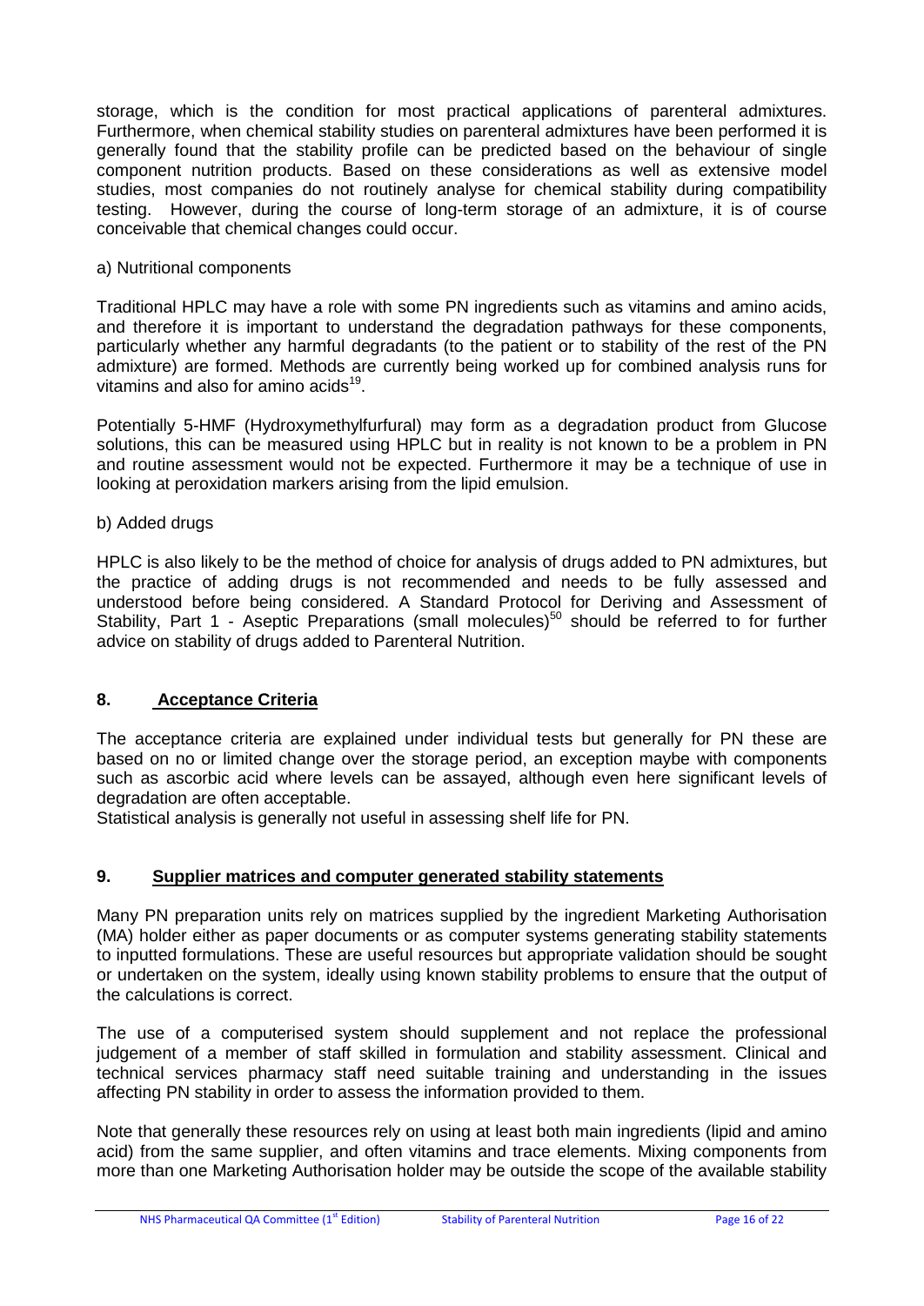storage, which is the condition for most practical applications of parenteral admixtures. Furthermore, when chemical stability studies on parenteral admixtures have been performed it is generally found that the stability profile can be predicted based on the behaviour of single component nutrition products. Based on these considerations as well as extensive model studies, most companies do not routinely analyse for chemical stability during compatibility testing. However, during the course of long-term storage of an admixture, it is of course conceivable that chemical changes could occur.

a) Nutritional components

Traditional HPLC may have a role with some PN ingredients such as vitamins and amino acids, and therefore it is important to understand the degradation pathways for these components, particularly whether any harmful degradants (to the patient or to stability of the rest of the PN admixture) are formed. Methods are currently being worked up for combined analysis runs for vitamins and also for amino acids[19].

Potentially 5-HMF (Hydroxymethylfurfural) may form as a degradation product from Glucose solutions, this can be measured using HPLC but in reality is not known to be a problem in PN and routine assessment would not be expected. Furthermore it may be a technique of use in looking at peroxidation markers arising from the lipid emulsion.

b) Added drugs

HPLC is also likely to be the method of choice for analysis of drugs added to PN admixtures, but the practice of adding drugs is not recommended and needs to be fully assessed and understood before being considered. A Standard Protocol for Deriving and Assessment of Stability, Part 1 - Aseptic Preparations (small molecules)[50] should be referred to for further advice on stability of drugs added to Parenteral Nutrition.

## 8. Acceptance Criteria

The acceptance criteria are explained under individual tests but generally for PN these are based on no or limited change over the storage period, an exception maybe with components such as ascorbic acid where levels can be assayed, although even here significant levels of degradation are often acceptable.

Statistical analysis is generally not useful in assessing shelf life for PN.

## 9. Supplier matrices and computer generated stability statements

Many PN preparation units rely on matrices supplied by the ingredient Marketing Authorisation (MA) holder either as paper documents or as computer systems generating stability statements to inputted formulations. These are useful resources but appropriate validation should be sought or undertaken on the system, ideally using known stability problems to ensure that the output of the calculations is correct.

The use of a computerised system should supplement and not replace the professional judgement of a member of staff skilled in formulation and stability assessment. Clinical and technical services pharmacy staff need suitable training and understanding in the issues affecting PN stability in order to assess the information provided to them.

Note that generally these resources rely on using at least both main ingredients (lipid and amino acid) from the same supplier, and often vitamins and trace elements. Mixing components from more than one Marketing Authorisation holder may be outside the scope of the available stability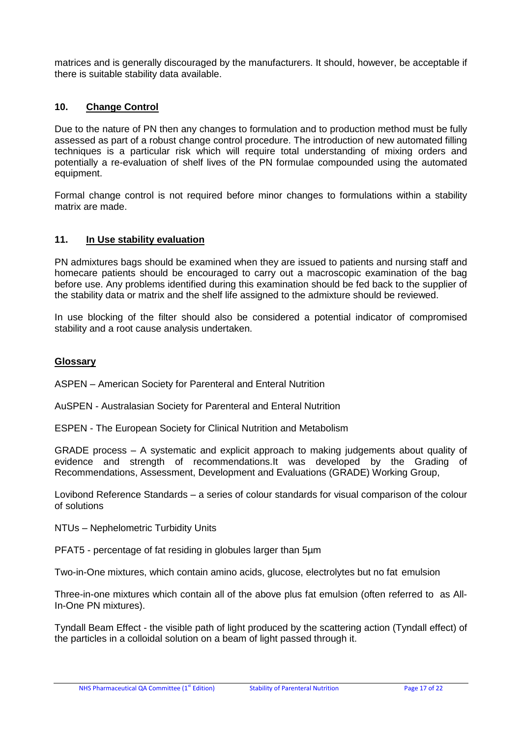matrices and is generally discouraged by the manufacturers. It should, however, be acceptable if there is suitable stability data available.

## 10. Change Control

Due to the nature of PN then any changes to formulation and to production method must be fully assessed as part of a robust change control procedure. The introduction of new automated filling techniques is a particular risk which will require total understanding of mixing orders and potentially a re-evaluation of shelf lives of the PN formulae compounded using the automated equipment.

Formal change control is not required before minor changes to formulations within a stability matrix are made.

## 11. In Use stability evaluation

PN admixtures bags should be examined when they are issued to patients and nursing staff and homecare patients should be encouraged to carry out a macroscopic examination of the bag before use. Any problems identified during this examination should be fed back to the supplier of the stability data or matrix and the shelf life assigned to the admixture should be reviewed.

In use blocking of the filter should also be considered a potential indicator of compromised stability and a root cause analysis undertaken.

## Glossary

ASPEN – American Society for Parenteral and Enteral Nutrition

AuSPEN - Australasian Society for Parenteral and Enteral Nutrition

ESPEN - The European Society for Clinical Nutrition and Metabolism

GRADE process – A systematic and explicit approach to making judgements about quality of evidence and strength of recommendations.It was developed by the Grading of Recommendations, Assessment, Development and Evaluations (GRADE) Working Group,

Lovibond Reference Standards – a series of colour standards for visual comparison of the colour of solutions

NTUs – Nephelometric Turbidity Units

PFAT5 - percentage of fat residing in globules larger than 5µm

Two-in-One mixtures, which contain amino acids, glucose, electrolytes but no fat emulsion

Three-in-one mixtures which contain all of the above plus fat emulsion (often referred to as All-In-One PN mixtures).

Tyndall Beam Effect - the visible path of light produced by the scattering action (Tyndall effect) of the particles in a colloidal solution on a beam of light passed through it.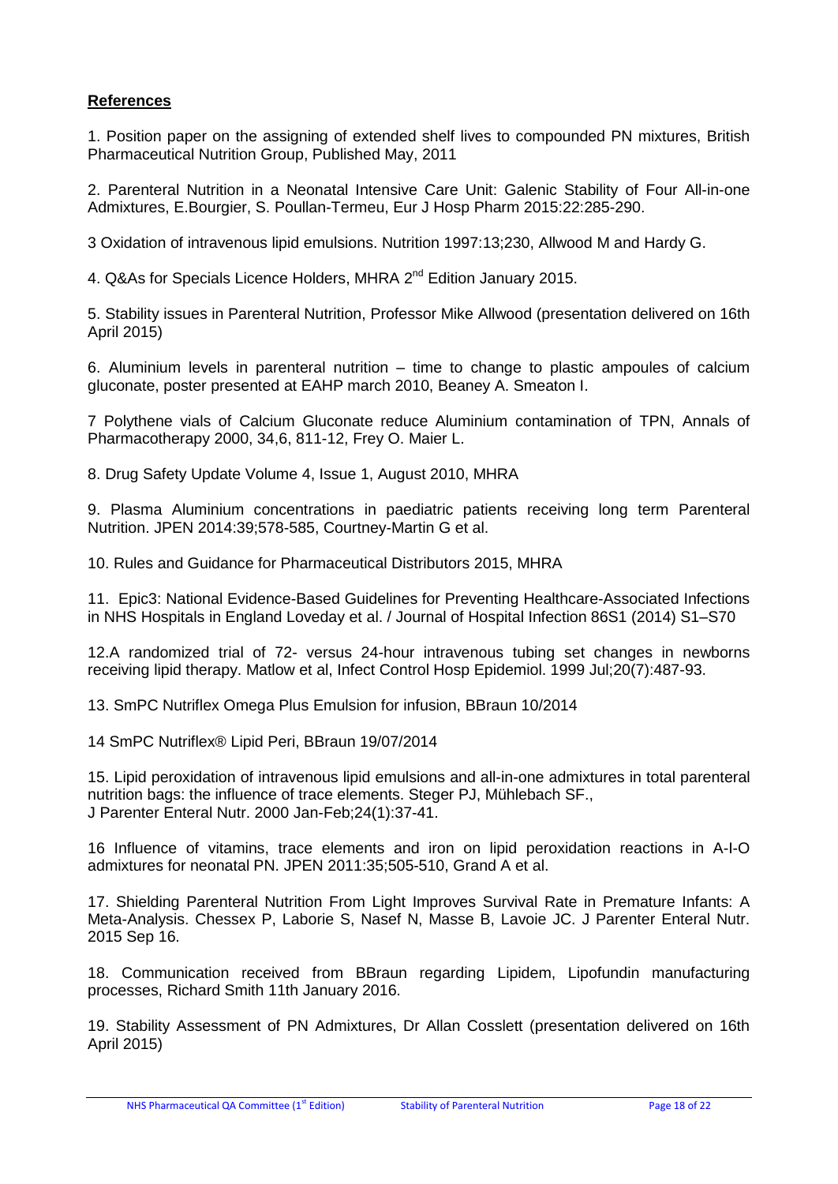## References

1. Position paper on the assigning of extended shelf lives to compounded PN mixtures, British Pharmaceutical Nutrition Group, Published May, 2011

2. Parenteral Nutrition in a Neonatal Intensive Care Unit: Galenic Stability of Four All-in-one Admixtures, E.Bourgier, S. Poullan-Termeu, Eur J Hosp Pharm 2015:22:285-290.

3 Oxidation of intravenous lipid emulsions. Nutrition 1997:13;230, Allwood M and Hardy G.

4. Q&As for Specials Licence Holders, MHRA 2nd Edition January 2015.

5. Stability issues in Parenteral Nutrition, Professor Mike Allwood (presentation delivered on 16th April 2015)

6. Aluminium levels in parenteral nutrition – time to change to plastic ampoules of calcium gluconate, poster presented at EAHP march 2010, Beaney A. Smeaton I.

7 Polythene vials of Calcium Gluconate reduce Aluminium contamination of TPN, Annals of Pharmacotherapy 2000, 34,6, 811-12, Frey O. Maier L.

8. Drug Safety Update Volume 4, Issue 1, August 2010, MHRA

9. Plasma Aluminium concentrations in paediatric patients receiving long term Parenteral Nutrition. JPEN 2014:39;578-585, Courtney-Martin G et al.

10. Rules and Guidance for Pharmaceutical Distributors 2015, MHRA

11. Epic3: National Evidence-Based Guidelines for Preventing Healthcare-Associated Infections in NHS Hospitals in England Loveday et al. / Journal of Hospital Infection 86S1 (2014) S1–S70

12.A randomized trial of 72- versus 24-hour intravenous tubing set changes in newborns receiving lipid therapy. Matlow et al, Infect Control Hosp Epidemiol. 1999 Jul;20(7):487-93.

13. SmPC Nutriflex Omega Plus Emulsion for infusion, BBraun 10/2014

14 SmPC Nutriflex® Lipid Peri, BBraun 19/07/2014

15. Lipid peroxidation of intravenous lipid emulsions and all-in-one admixtures in total parenteral nutrition bags: the influence of trace elements. Steger PJ, Mühlebach SF., J Parenter Enteral Nutr. 2000 Jan-Feb;24(1):37-41.

16 Influence of vitamins, trace elements and iron on lipid peroxidation reactions in A-I-O admixtures for neonatal PN. JPEN 2011:35;505-510, Grand A et al.

17. Shielding Parenteral Nutrition From Light Improves Survival Rate in Premature Infants: A Meta-Analysis. Chessex P, Laborie S, Nasef N, Masse B, Lavoie JC. J Parenter Enteral Nutr. 2015 Sep 16.

18. Communication received from BBraun regarding Lipidem, Lipofundin manufacturing processes, Richard Smith 11th January 2016.

19. Stability Assessment of PN Admixtures, Dr Allan Cosslett (presentation delivered on 16th April 2015)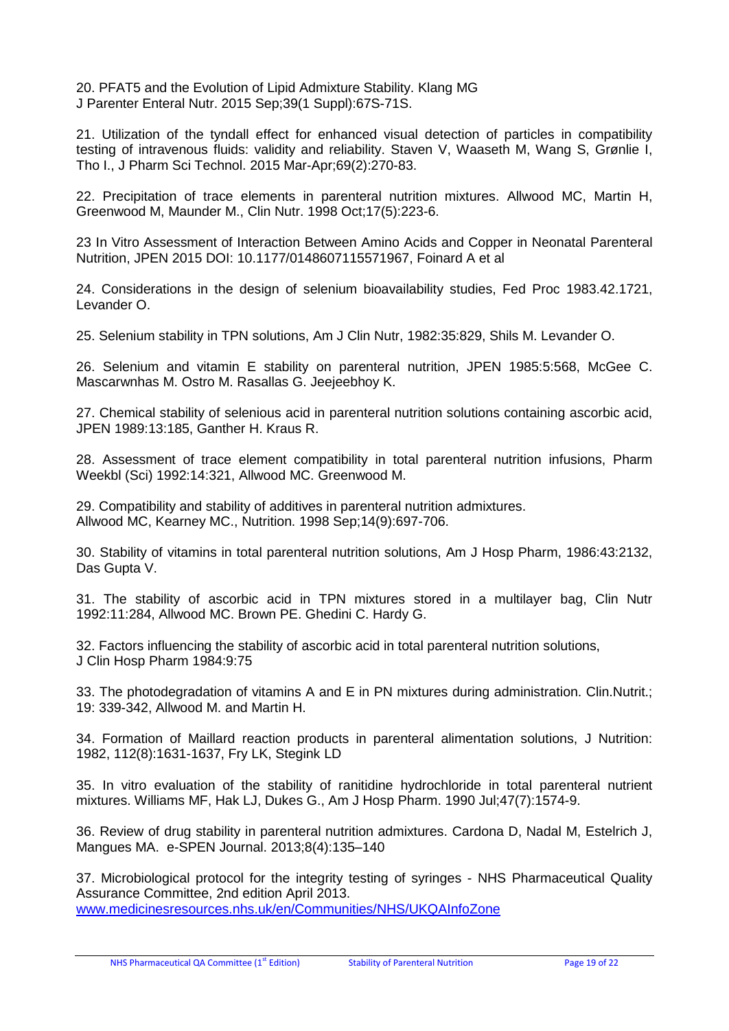20. PFAT5 and the Evolution of Lipid Admixture Stability. Klang MG
J Parenter Enteral Nutr. 2015 Sep;39(1 Suppl):67S-71S.

21. Utilization of the tyndall effect for enhanced visual detection of particles in compatibility testing of intravenous fluids: validity and reliability. Staven V, Waaseth M, Wang S, Grønlie I, Tho I., J Pharm Sci Technol. 2015 Mar-Apr;69(2):270-83.

22. Precipitation of trace elements in parenteral nutrition mixtures. Allwood MC, Martin H, Greenwood M, Maunder M., Clin Nutr. 1998 Oct;17(5):223-6.

23 In Vitro Assessment of Interaction Between Amino Acids and Copper in Neonatal Parenteral Nutrition, JPEN 2015 DOI: 10.1177/0148607115571967, Foinard A et al

24. Considerations in the design of selenium bioavailability studies, Fed Proc 1983.42.1721, Levander O.

25. Selenium stability in TPN solutions, Am J Clin Nutr, 1982:35:829, Shils M. Levander O.

26. Selenium and vitamin E stability on parenteral nutrition, JPEN 1985:5:568, McGee C. Mascarwnhas M. Ostro M. Rasallas G. Jeejeebhoy K.

27. Chemical stability of selenious acid in parenteral nutrition solutions containing ascorbic acid, JPEN 1989:13:185, Ganther H. Kraus R.

28. Assessment of trace element compatibility in total parenteral nutrition infusions, Pharm Weekbl (Sci) 1992:14:321, Allwood MC. Greenwood M.

29. Compatibility and stability of additives in parenteral nutrition admixtures.
Allwood MC, Kearney MC., Nutrition. 1998 Sep;14(9):697-706.

30. Stability of vitamins in total parenteral nutrition solutions, Am J Hosp Pharm, 1986:43:2132, Das Gupta V.

31. The stability of ascorbic acid in TPN mixtures stored in a multilayer bag, Clin Nutr 1992:11:284, Allwood MC. Brown PE. Ghedini C. Hardy G.

32. Factors influencing the stability of ascorbic acid in total parenteral nutrition solutions,
J Clin Hosp Pharm 1984:9:75

33. The photodegradation of vitamins A and E in PN mixtures during administration. Clin.Nutrit.; 19: 339-342, Allwood M. and Martin H.

34. Formation of Maillard reaction products in parenteral alimentation solutions, J Nutrition: 1982, 112(8):1631-1637, Fry LK, Stegink LD

35. In vitro evaluation of the stability of ranitidine hydrochloride in total parenteral nutrient mixtures. Williams MF, Hak LJ, Dukes G., Am J Hosp Pharm. 1990 Jul;47(7):1574-9.

36. Review of drug stability in parenteral nutrition admixtures. Cardona D, Nadal M, Estelrich J, Mangues MA. e-SPEN Journal. 2013;8(4):135–140

37. Microbiological protocol for the integrity testing of syringes - NHS Pharmaceutical Quality Assurance Committee, 2nd edition April 2013.
www.medicinesresources.nhs.uk/en/Communities/NHS/UKQAInfoZone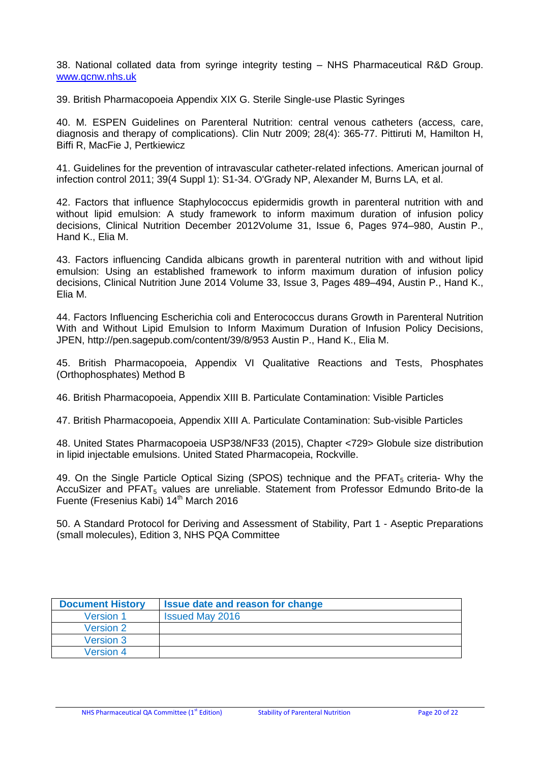38. National collated data from syringe integrity testing – NHS Pharmaceutical R&D Group. www.qcnw.nhs.uk

39. British Pharmacopoeia Appendix XIX G. Sterile Single-use Plastic Syringes

40. M. ESPEN Guidelines on Parenteral Nutrition: central venous catheters (access, care, diagnosis and therapy of complications). Clin Nutr 2009; 28(4): 365-77. Pittiruti M, Hamilton H, Biffi R, MacFie J, Pertkiewicz

41. Guidelines for the prevention of intravascular catheter-related infections. American journal of infection control 2011; 39(4 Suppl 1): S1-34. O'Grady NP, Alexander M, Burns LA, et al.

42. Factors that influence Staphylococcus epidermidis growth in parenteral nutrition with and without lipid emulsion: A study framework to inform maximum duration of infusion policy decisions, Clinical Nutrition December 2012Volume 31, Issue 6, Pages 974–980, Austin P., Hand K., Elia M.

43. Factors influencing Candida albicans growth in parenteral nutrition with and without lipid emulsion: Using an established framework to inform maximum duration of infusion policy decisions, Clinical Nutrition June 2014 Volume 33, Issue 3, Pages 489–494, Austin P., Hand K., Elia M.

44. Factors Influencing Escherichia coli and Enterococcus durans Growth in Parenteral Nutrition With and Without Lipid Emulsion to Inform Maximum Duration of Infusion Policy Decisions, JPEN, http://pen.sagepub.com/content/39/8/953 Austin P., Hand K., Elia M.

45. British Pharmacopoeia, Appendix VI Qualitative Reactions and Tests, Phosphates (Orthophosphates) Method B

46. British Pharmacopoeia, Appendix XIII B. Particulate Contamination: Visible Particles

47. British Pharmacopoeia, Appendix XIII A. Particulate Contamination: Sub-visible Particles

48. United States Pharmacopoeia USP38/NF33 (2015), Chapter <729> Globule size distribution in lipid injectable emulsions. United Stated Pharmacopeia, Rockville.

49. On the Single Particle Optical Sizing (SPOS) technique and the $PFAT_5$ criteria- Why the AccuSizer and $PFAT_5$ values are unreliable. Statement from Professor Edmundo Brito-de la Fuente (Fresenius Kabi) 14th March 2016

50. A Standard Protocol for Deriving and Assessment of Stability, Part 1 - Aseptic Preparations (small molecules), Edition 3, NHS PQA Committee

| Document History | Issue date and reason for change |
|---|---|
| Version 1 | Issued May 2016 |
| Version 2 | |
| Version 3 | |
| Version 4 | |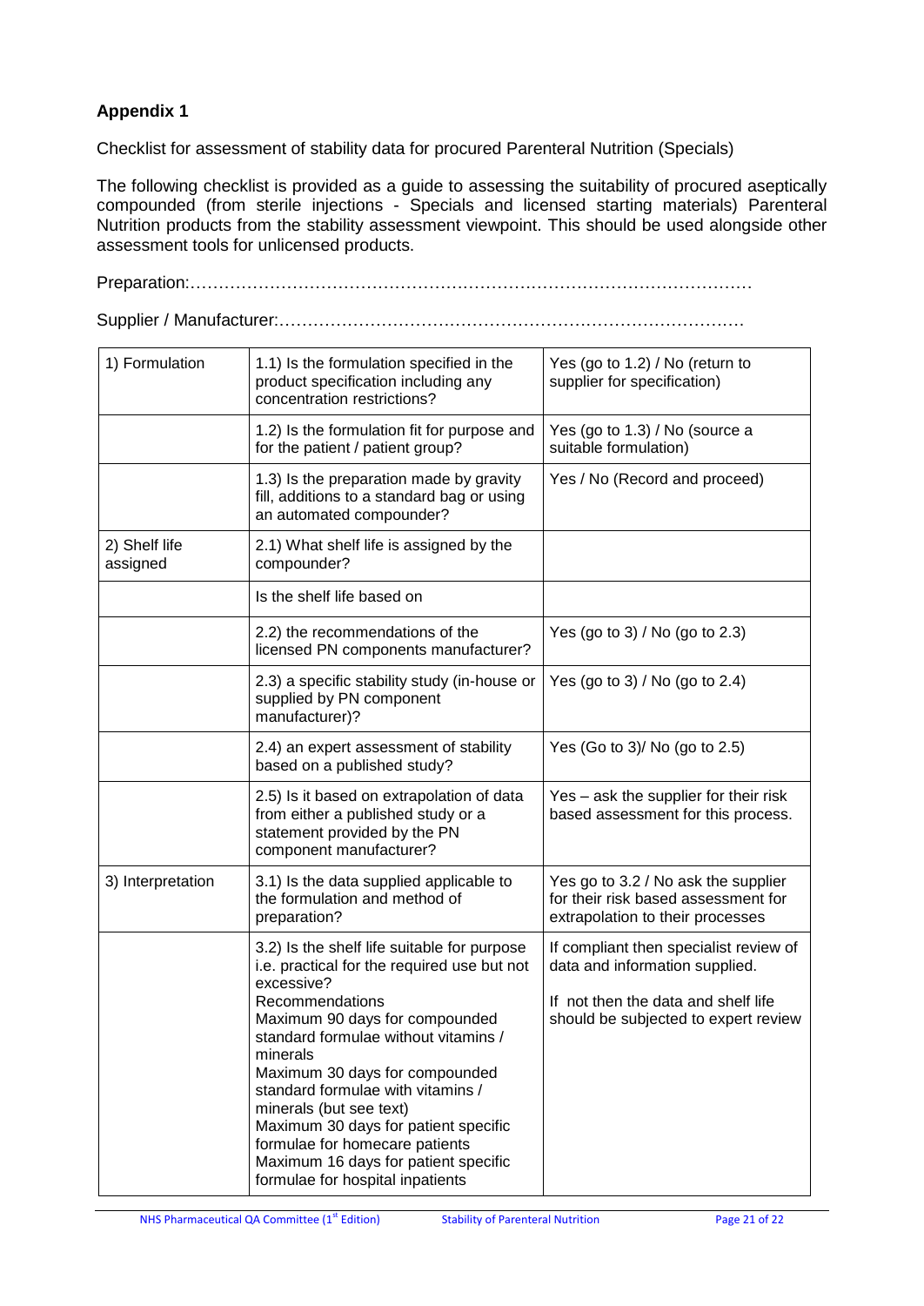## Appendix 1

Checklist for assessment of stability data for procured Parenteral Nutrition (Specials)

The following checklist is provided as a guide to assessing the suitability of procured aseptically compounded (from sterile injections - Specials and licensed starting materials) Parenteral Nutrition products from the stability assessment viewpoint. This should be used alongside other assessment tools for unlicensed products.

Preparation:……………………………………………………………………………………

Supplier / Manufacturer:……………………………………………………………………….

| | | |
|---|---|---|
| 1) Formulation | 1.1) Is the formulation specified in the product specification including any concentration restrictions? | Yes (go to 1.2) / No (return to supplier for specification) |
| | 1.2) Is the formulation fit for purpose and for the patient / patient group? | Yes (go to 1.3) / No (source a suitable formulation) |
| | 1.3) Is the preparation made by gravity fill, additions to a standard bag or using an automated compounder? | Yes / No (Record and proceed) |
| 2) Shelf life assigned | 2.1) What shelf life is assigned by the compounder? | |
| | Is the shelf life based on | |
| | 2.2) the recommendations of the licensed PN components manufacturer? | Yes (go to 3) / No (go to 2.3) |
| | 2.3) a specific stability study (in-house or supplied by PN component manufacturer)? | Yes (go to 3) / No (go to 2.4) |
| | 2.4) an expert assessment of stability based on a published study? | Yes (Go to 3)/ No (go to 2.5) |
| | 2.5) Is it based on extrapolation of data from either a published study or a statement provided by the PN component manufacturer? | Yes – ask the supplier for their risk based assessment for this process. |
| 3) Interpretation | 3.1) Is the data supplied applicable to the formulation and method of preparation? | Yes go to 3.2 / No ask the supplier for their risk based assessment for extrapolation to their processes |
| | 3.2) Is the shelf life suitable for purpose i.e. practical for the required use but not excessive?<br>Recommendations<br>Maximum 90 days for compounded standard formulae without vitamins / minerals<br>Maximum 30 days for compounded standard formulae with vitamins / minerals (but see text)<br>Maximum 30 days for patient specific formulae for homecare patients<br>Maximum 16 days for patient specific formulae for hospital inpatients | If compliant then specialist review of data and information supplied.<br><br>If not then the data and shelf life should be subjected to expert review |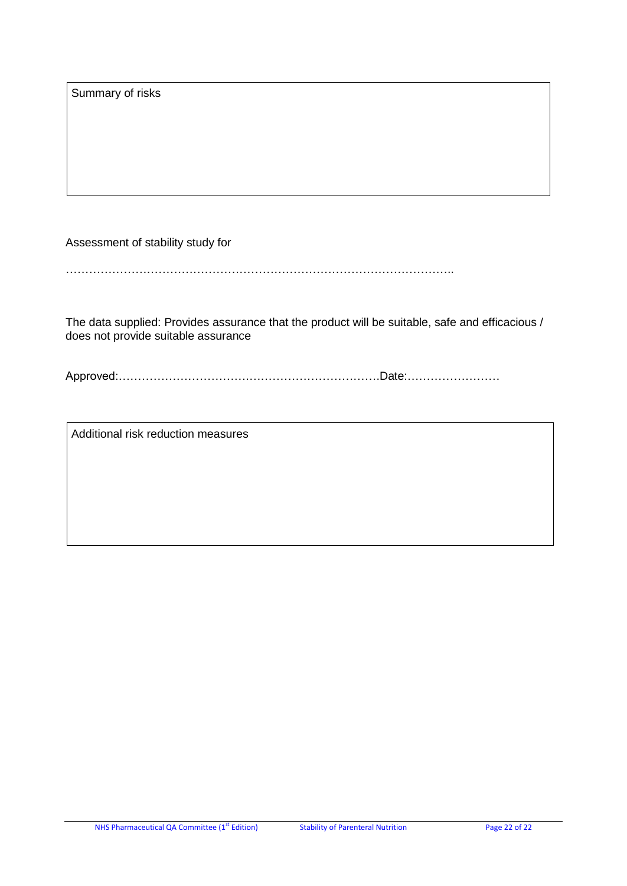| Summary of risks |
| --- |
| |

Assessment of stability study for

…………………………………………………………………………………………..

The data supplied: Provides assurance that the product will be suitable, safe and efficacious / does not provide suitable assurance

Approved:…………………………………………………………….Date:……………………

| Additional risk reduction measures |
| --- |
| |